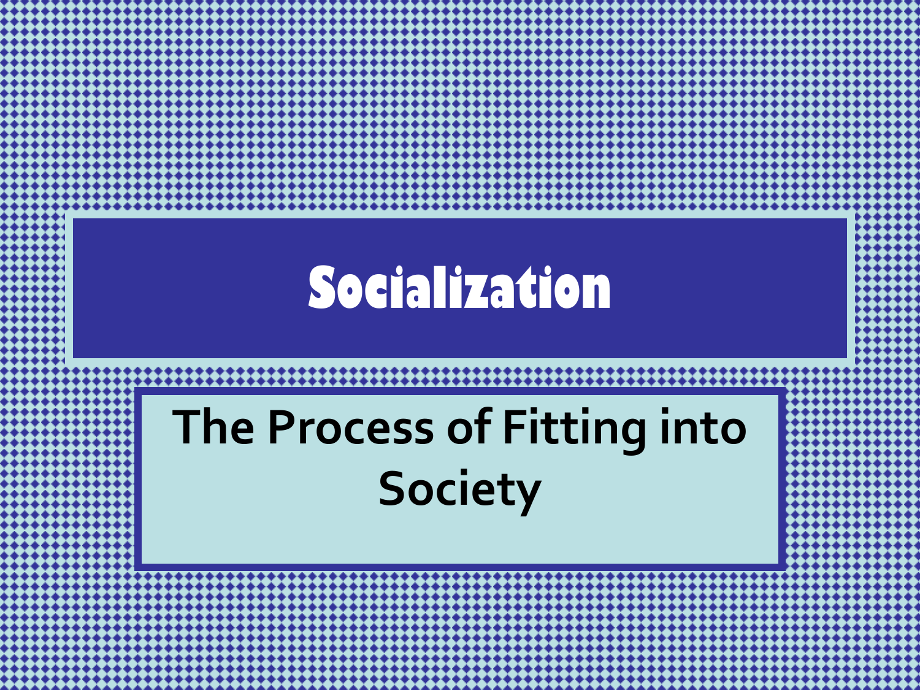# Socialization

## The Process of Fitting into Society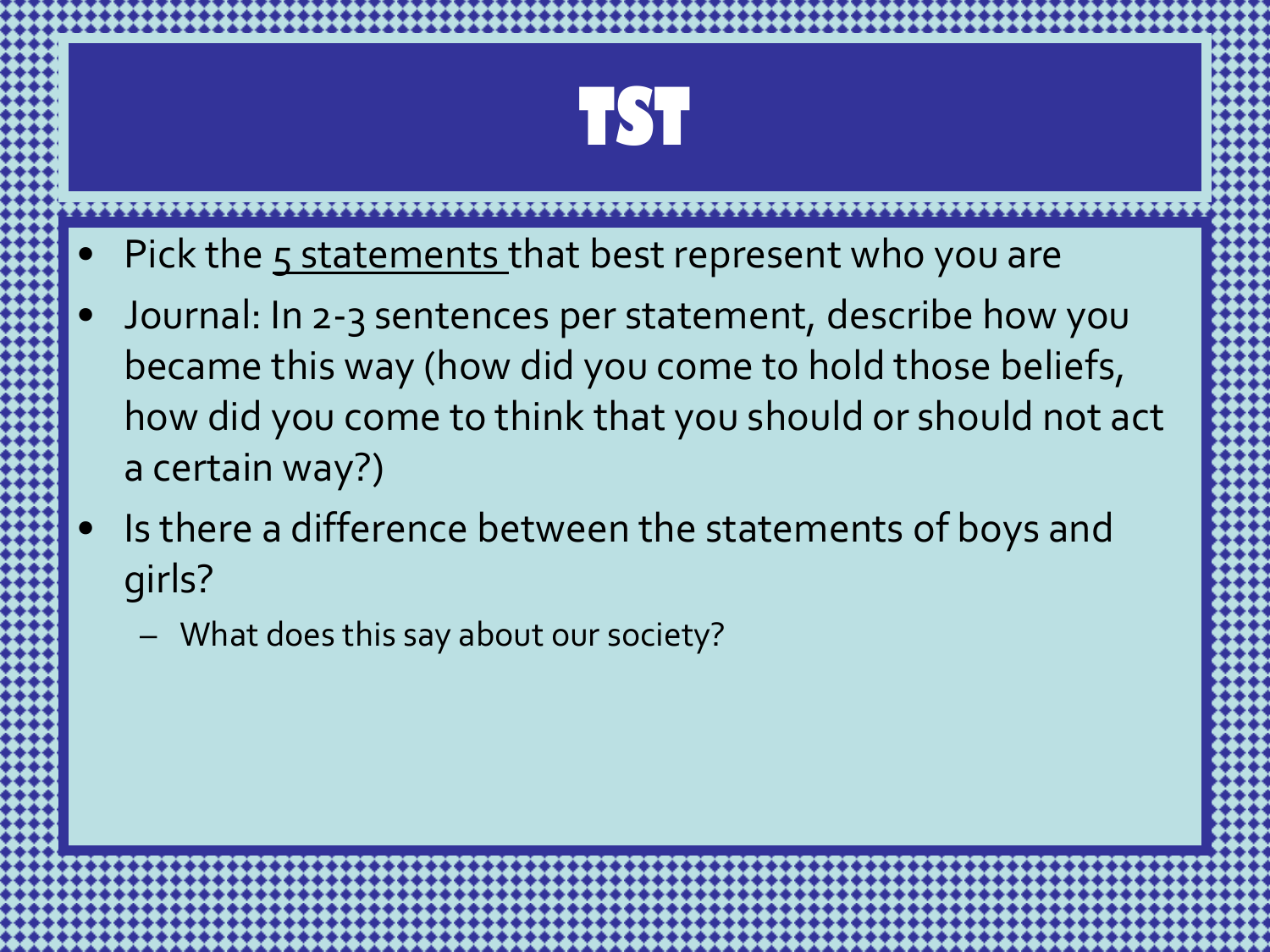# TST

- Pick the <u>5 statements</u> that best represent who you are
- Journal: In 2-3 sentences per statement, describe how you became this way (how did you come to hold those beliefs, how did you come to think that you should or should not act a certain way?)
- Is there a difference between the statements of boys and girls?
  - What does this say about our society?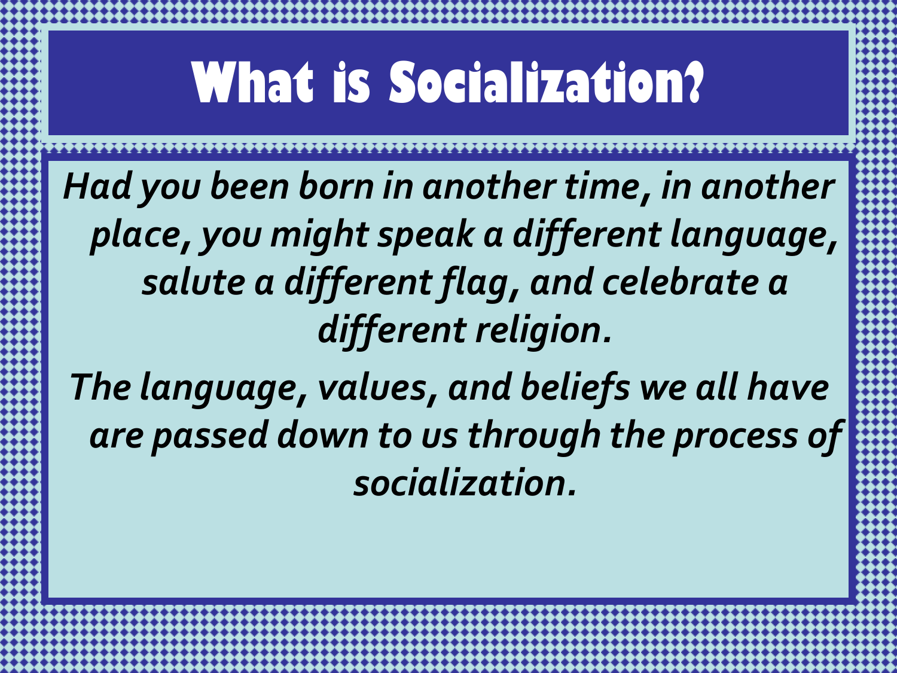# What is Socialization?

*Had you been born in another time, in another place, you might speak a different language, salute a different flag, and celebrate a different religion.*

*The language, values, and beliefs we all have are passed down to us through the process of socialization.*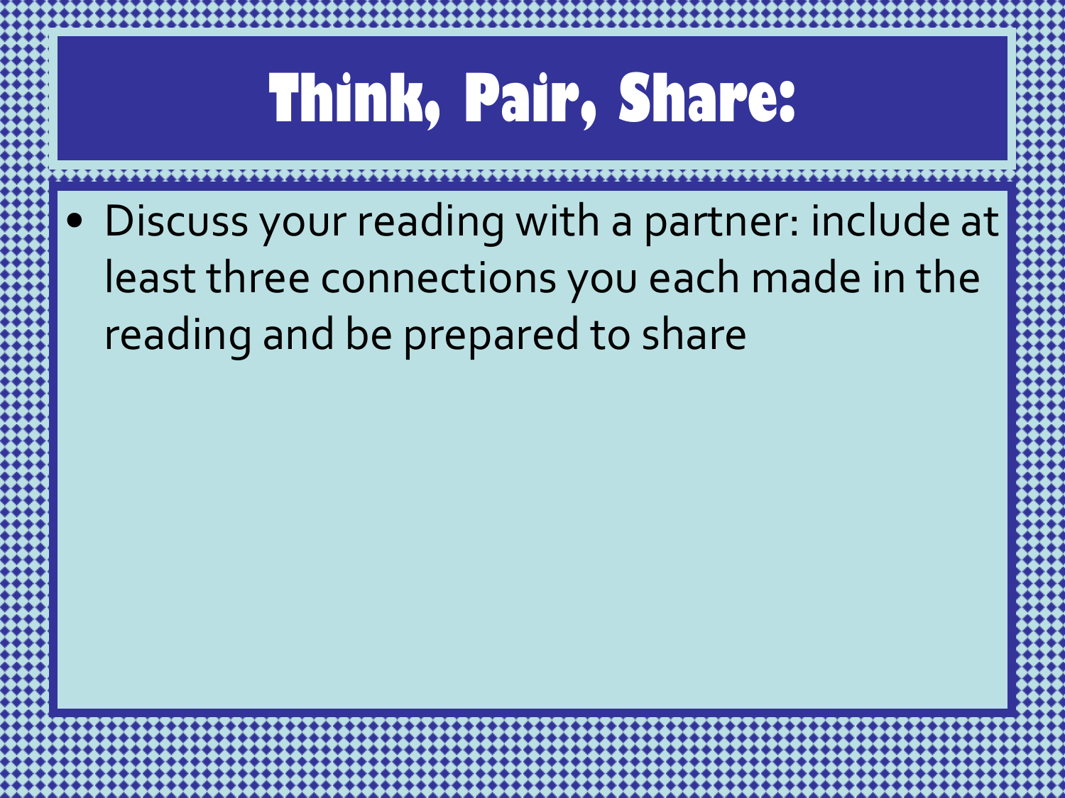# Think, Pair, Share:

- Discuss your reading with a partner: include at least three connections you each made in the reading and be prepared to share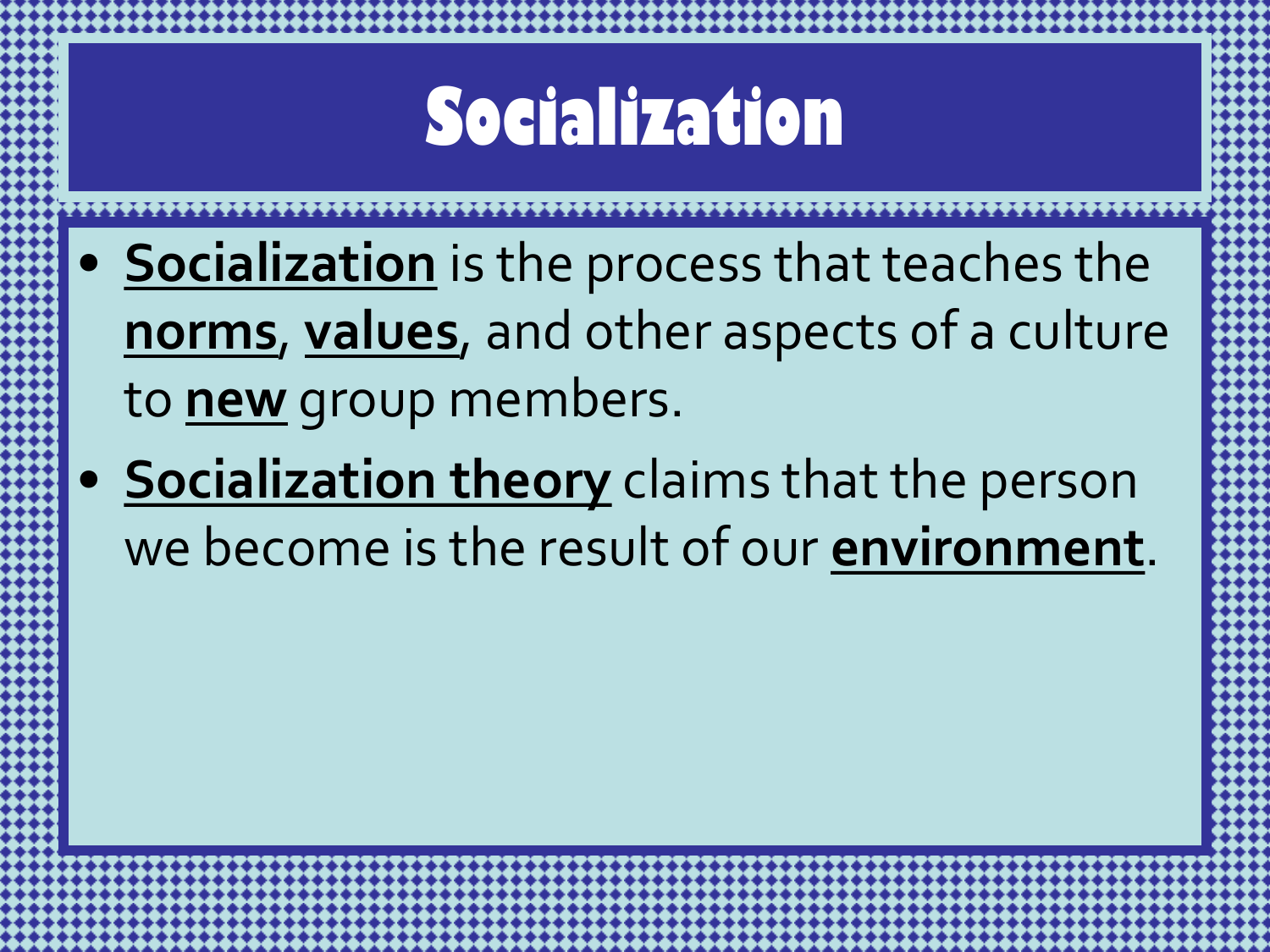# Socialization

- <u>**Socialization**</u> is the process that teaches the <u>**norms**</u>, <u>**values**</u>, and other aspects of a culture to <u>**new**</u> group members.
- <u>**Socialization theory**</u> claims that the person we become is the result of our <u>**environment**</u>.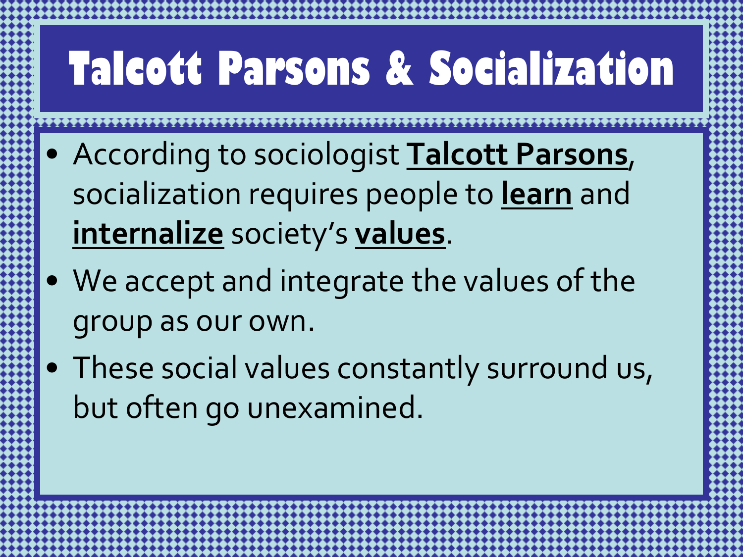# Talcott Parsons & Socialization

- According to sociologist **Talcott Parsons**, socialization requires people to **learn** and **internalize** society's **values**.
- We accept and integrate the values of the group as our own.
- These social values constantly surround us, but often go unexamined.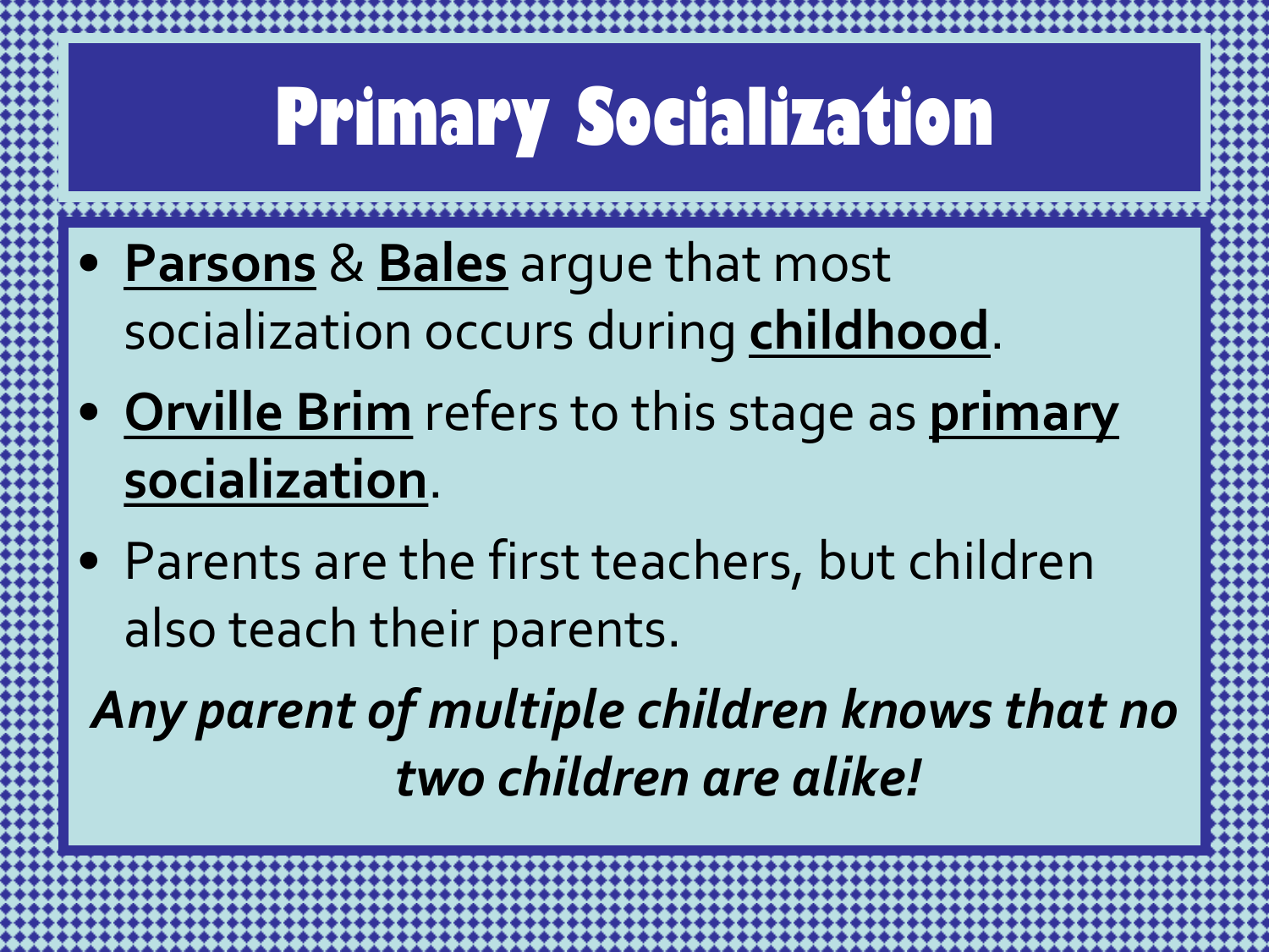# Primary Socialization

- **Parsons** & **Bales** argue that most socialization occurs during **childhood**.
- **Orville Brim** refers to this stage as **primary socialization**.
- Parents are the first teachers, but children also teach their parents.

***Any parent of multiple children knows that no two children are alike!***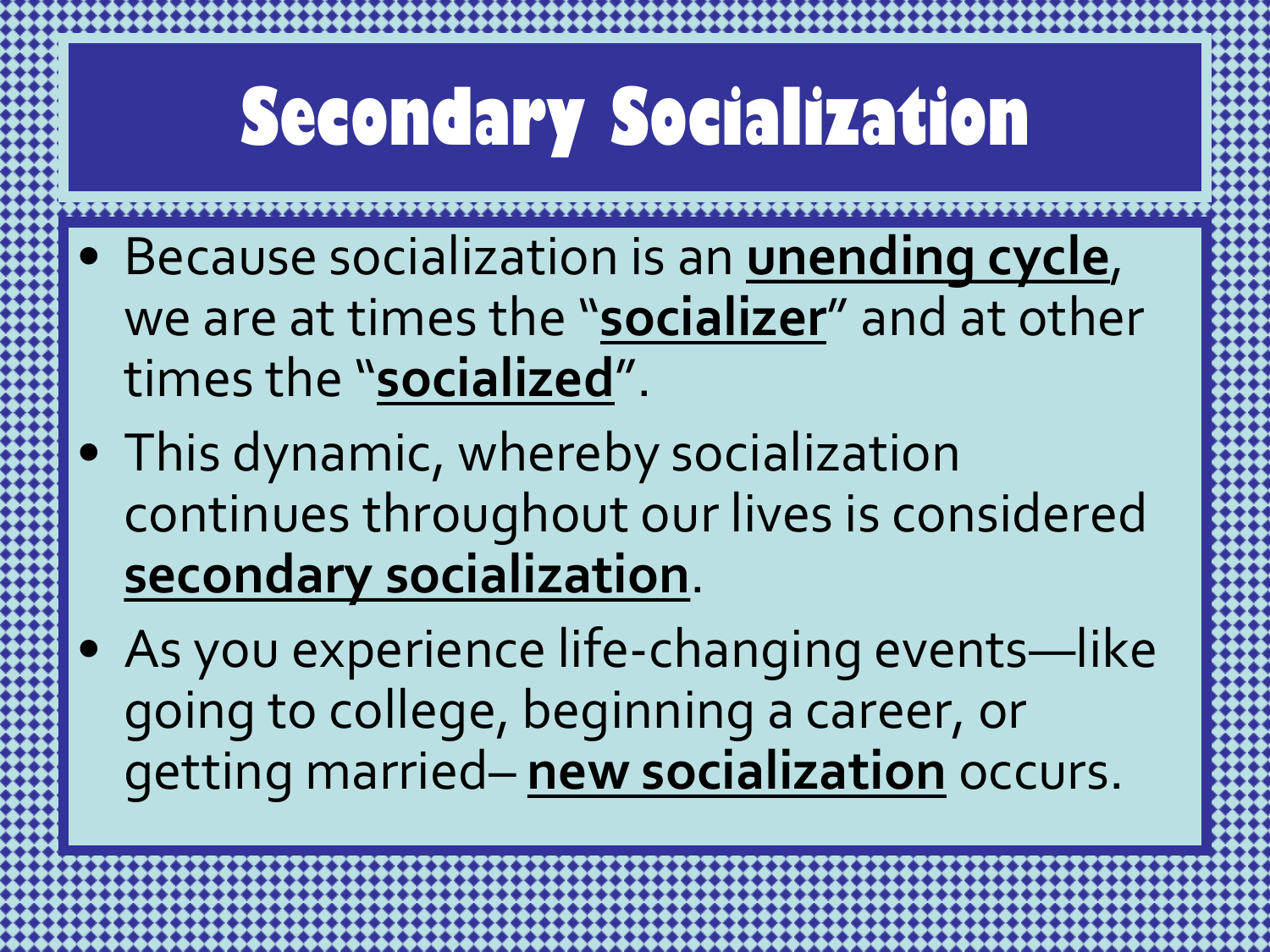# Secondary Socialization

- Because socialization is an **unending cycle**, we are at times the “**socializer**” and at other times the “**socialized**”.
- This dynamic, whereby socialization continues throughout our lives is considered **secondary socialization**.
- As you experience life-changing events—like going to college, beginning a career, or getting married– **new socialization** occurs.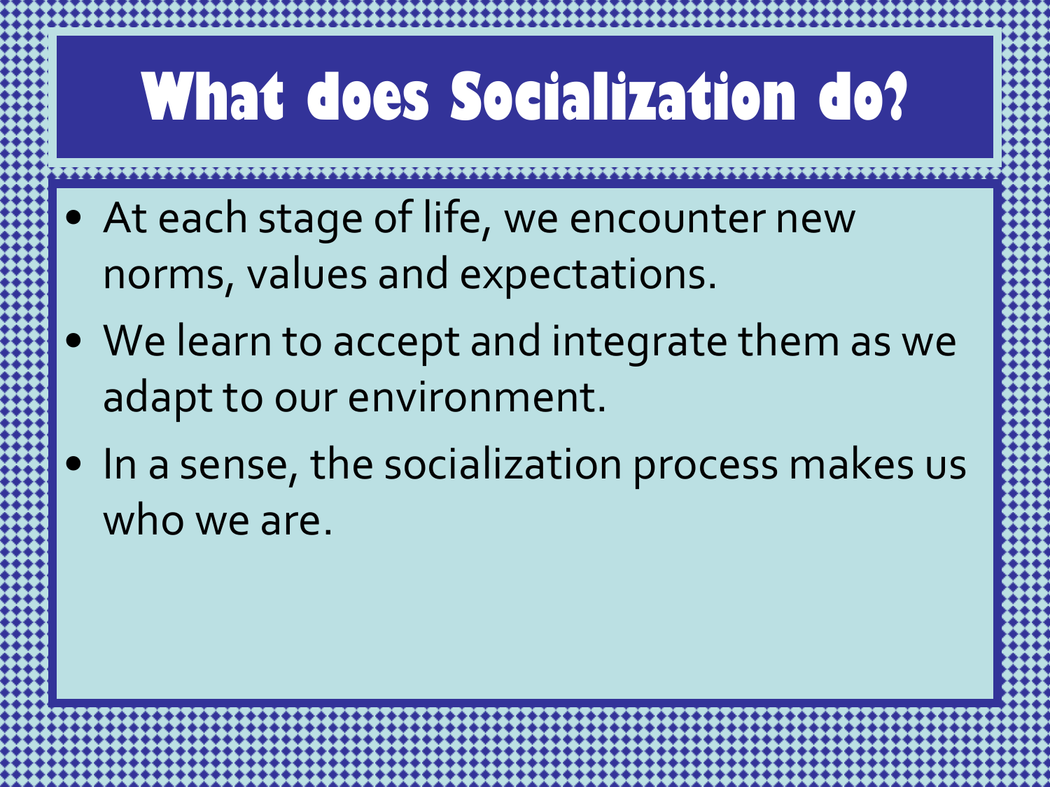# What does Socialization do?

- At each stage of life, we encounter new norms, values and expectations.
- We learn to accept and integrate them as we adapt to our environment.
- In a sense, the socialization process makes us who we are.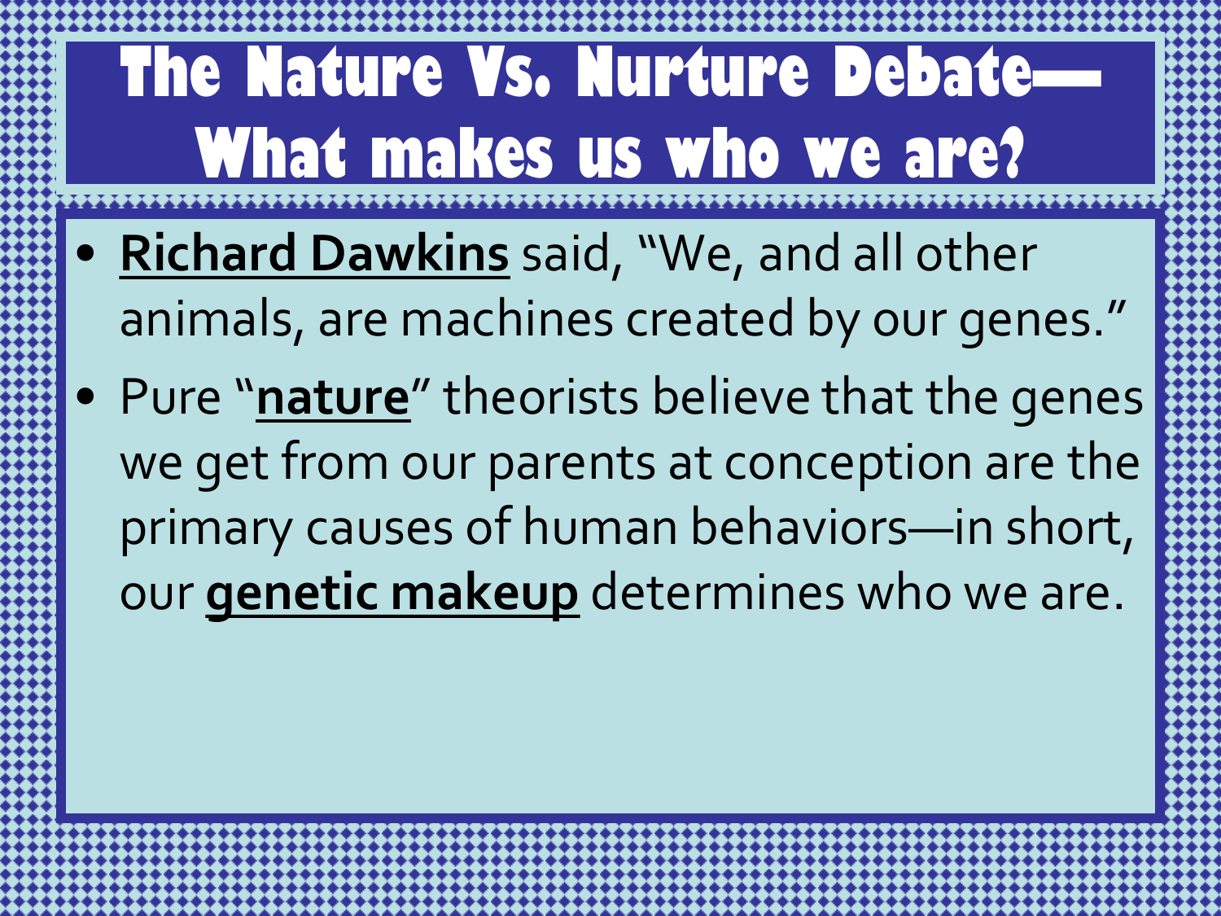# The Nature Vs. Nurture Debate—What makes us who we are?

- **Richard Dawkins** said, "We, and all other animals, are machines created by our genes."
- Pure "**nature**" theorists believe that the genes we get from our parents at conception are the primary causes of human behaviors—in short, our **genetic makeup** determines who we are.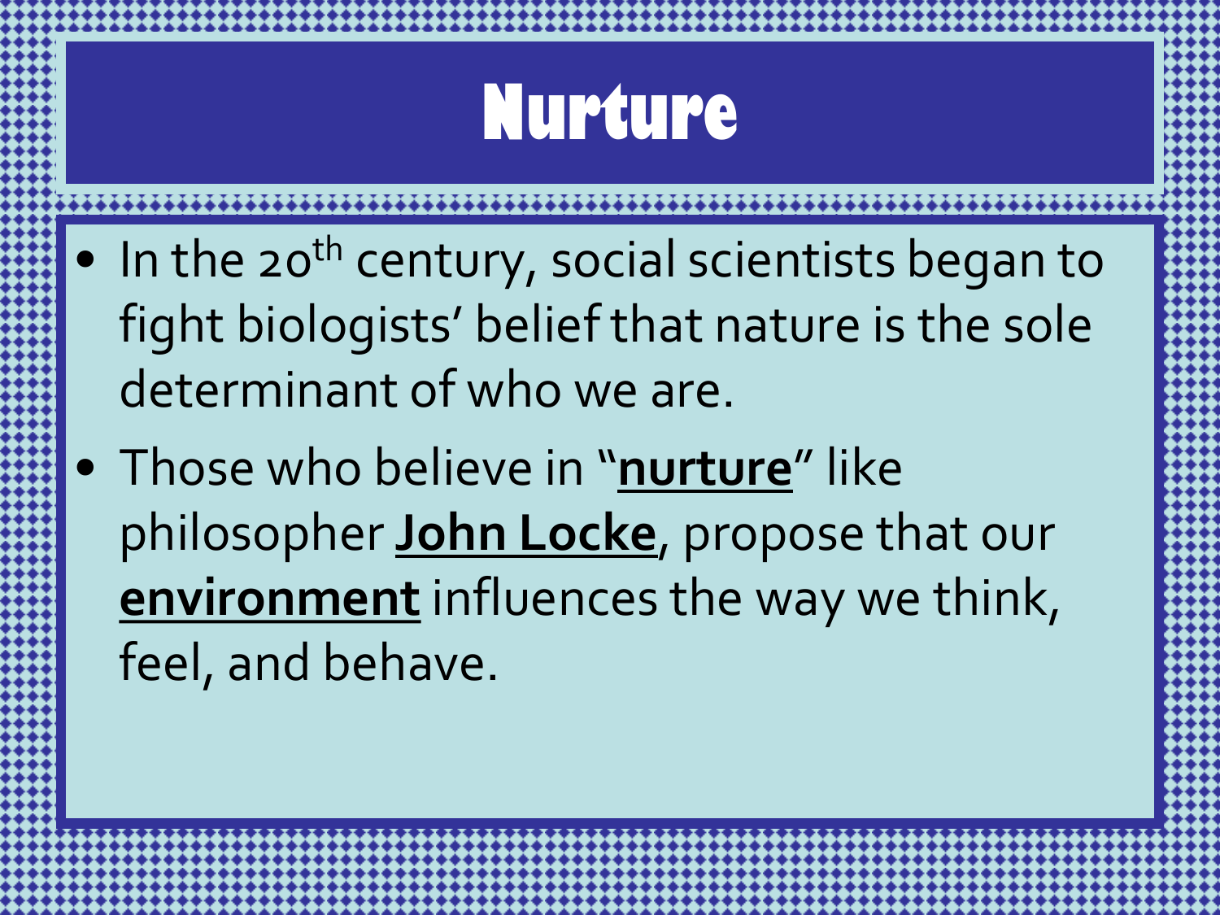# Nurture

- In the 20th century, social scientists began to fight biologists' belief that nature is the sole determinant of who we are.
- Those who believe in "**nurture**" like philosopher **John Locke**, propose that our **environment** influences the way we think, feel, and behave.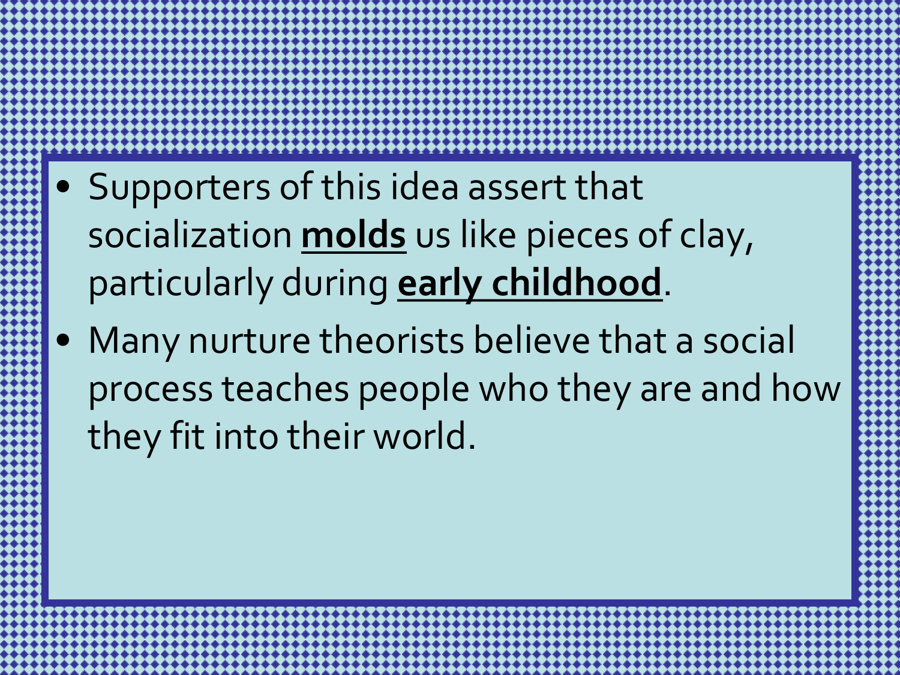- Supporters of this idea assert that socialization <u>**molds**</u> us like pieces of clay, particularly during <u>**early childhood**</u>.
- Many nurture theorists believe that a social process teaches people who they are and how they fit into their world.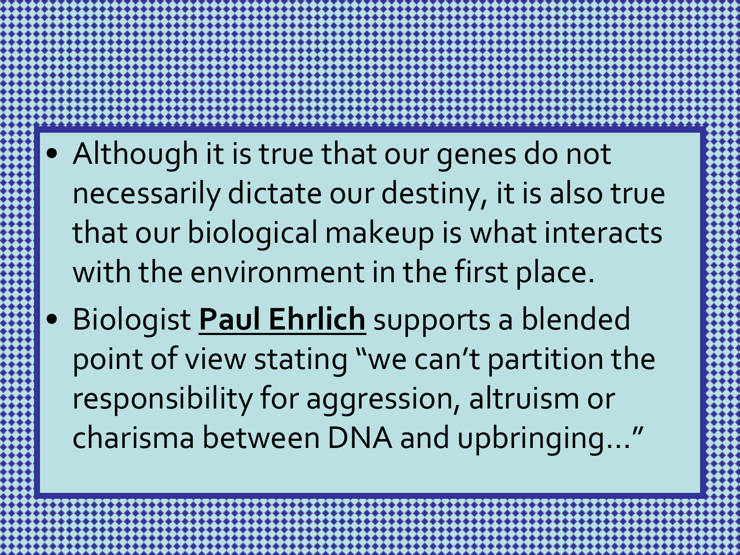- Although it is true that our genes do not necessarily dictate our destiny, it is also true that our biological makeup is what interacts with the environment in the first place.
- Biologist **Paul Ehrlich** supports a blended point of view stating "we can't partition the responsibility for aggression, altruism or charisma between DNA and upbringing…"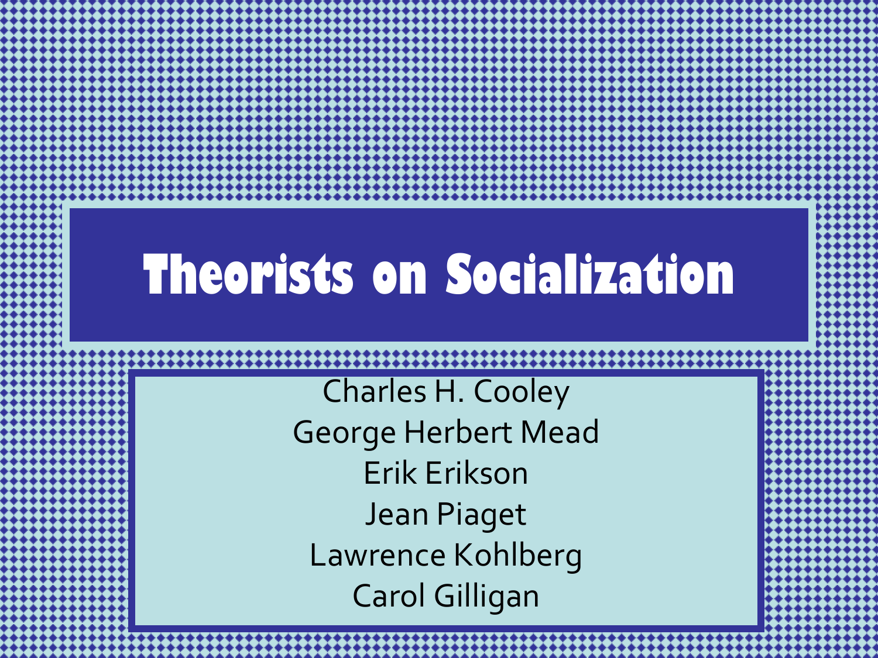# Theorists on Socialization

Charles H. Cooley
George Herbert Mead
Erik Erikson
Jean Piaget
Lawrence Kohlberg
Carol Gilligan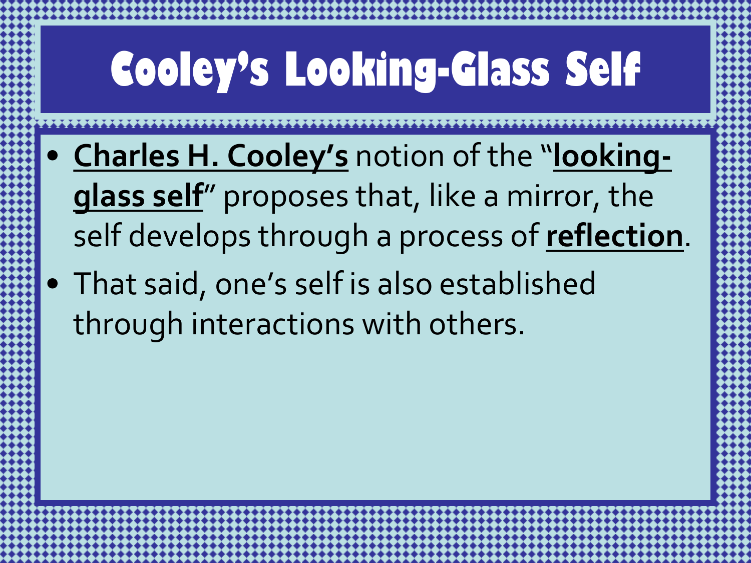# Cooley's Looking-Glass Self

- **Charles H. Cooley's** notion of the "**looking-glass self**" proposes that, like a mirror, the self develops through a process of **reflection**.
- That said, one's self is also established through interactions with others.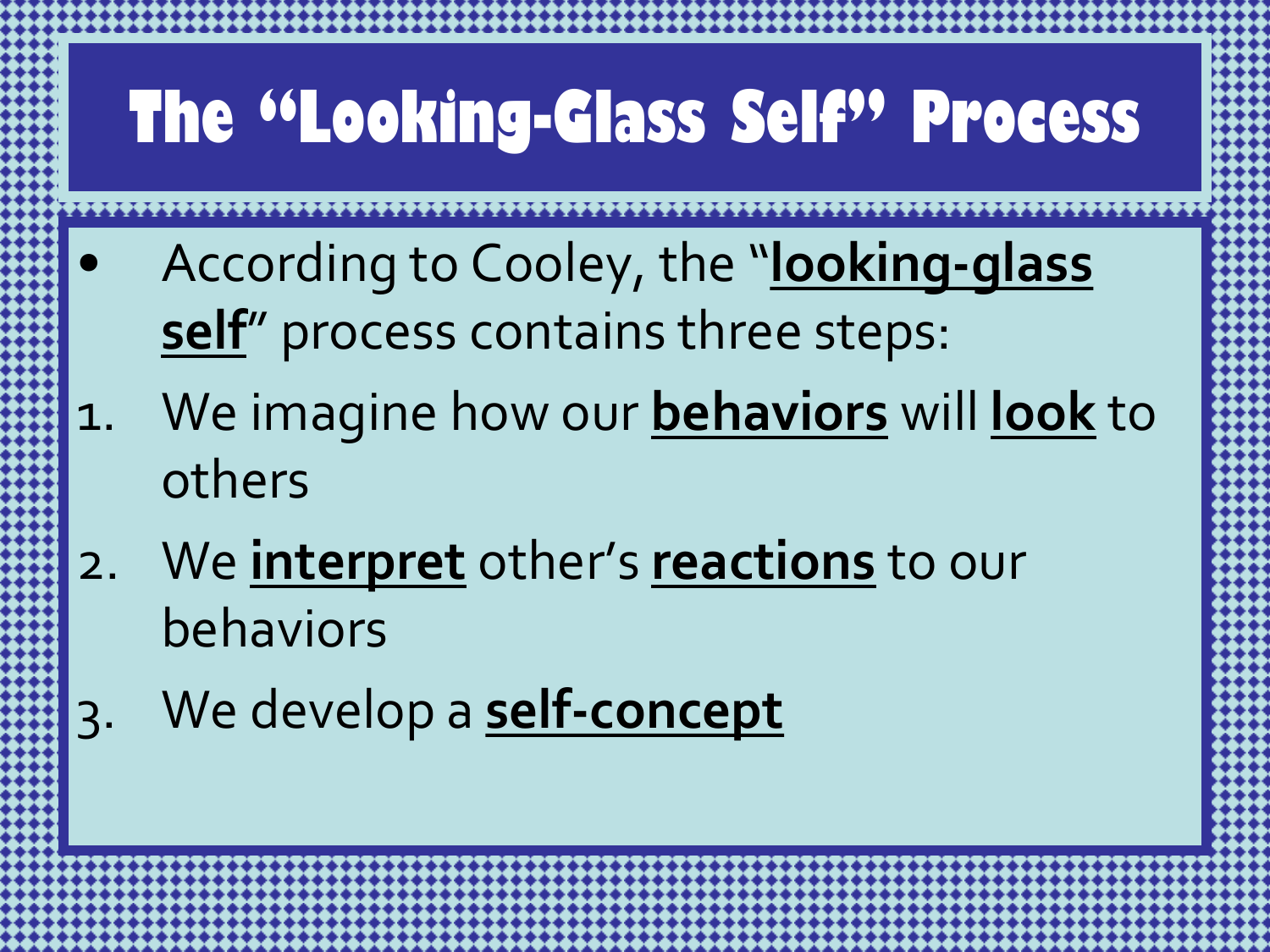# The "Looking-Glass Self" Process

- According to Cooley, the "**looking-glass self**" process contains three steps:

1. We imagine how our **behaviors** will **look** to others
2. We **interpret** other's **reactions** to our behaviors
3. We develop a **self-concept**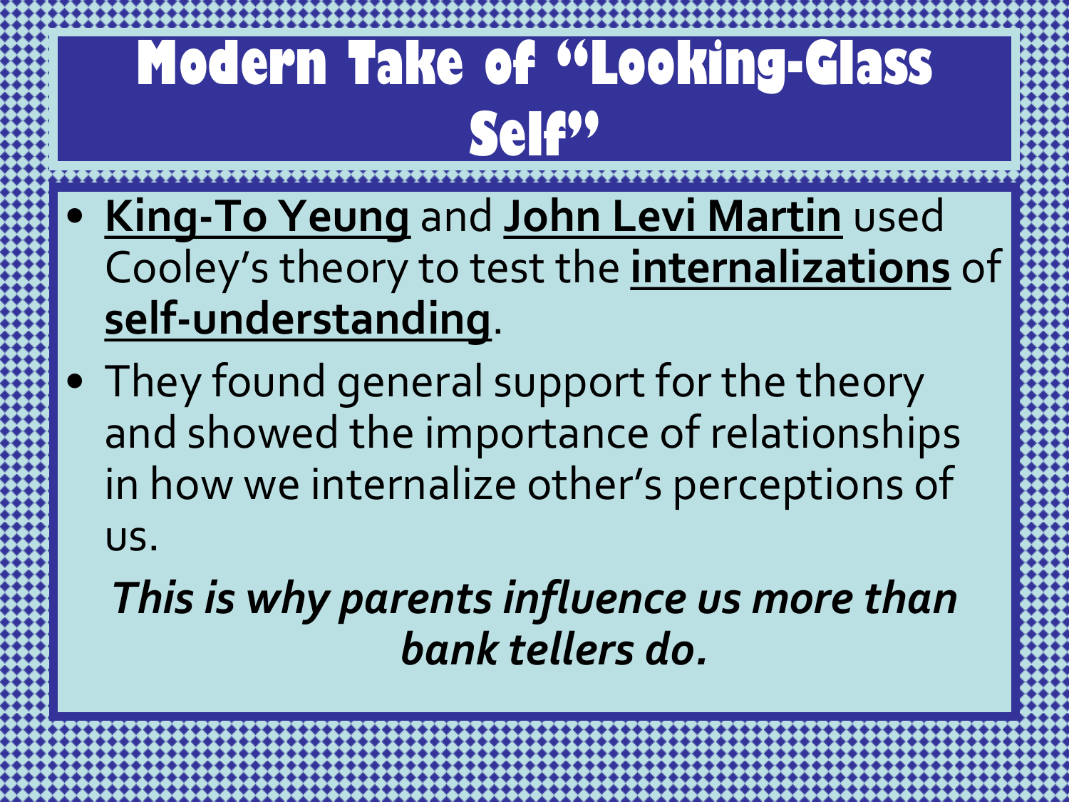# Modern Take of "Looking-Glass Self"

- **King-To Yeung** and **John Levi Martin** used Cooley's theory to test the **internalizations** of **self-understanding**.
- They found general support for the theory and showed the importance of relationships in how we internalize other's perceptions of us.

***This is why parents influence us more than bank tellers do.***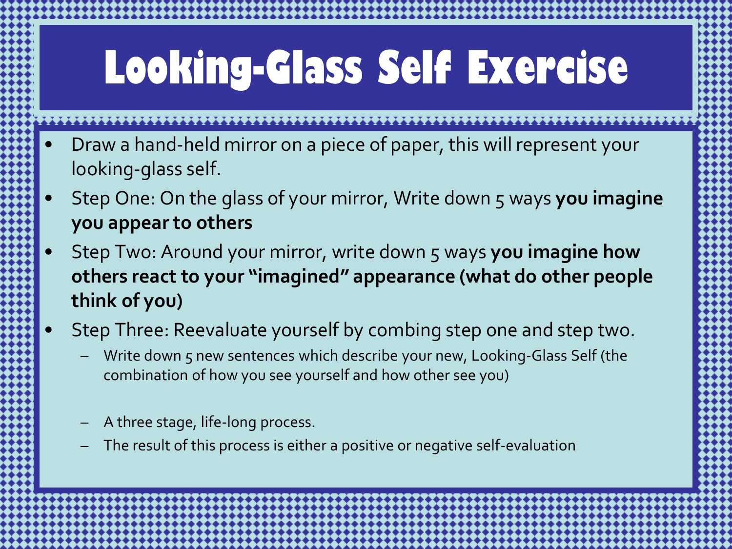# Looking-Glass Self Exercise

- Draw a hand-held mirror on a piece of paper, this will represent your looking-glass self.
- Step One: On the glass of your mirror, Write down 5 ways **you imagine you appear to others**
- Step Two: Around your mirror, write down 5 ways **you imagine how others react to your "imagined" appearance (what do other people think of you)**
- Step Three: Reevaluate yourself by combing step one and step two.
  - Write down 5 new sentences which describe your new, Looking-Glass Self (the combination of how you see yourself and how other see you)
  - A three stage, life-long process.
  - The result of this process is either a positive or negative self-evaluation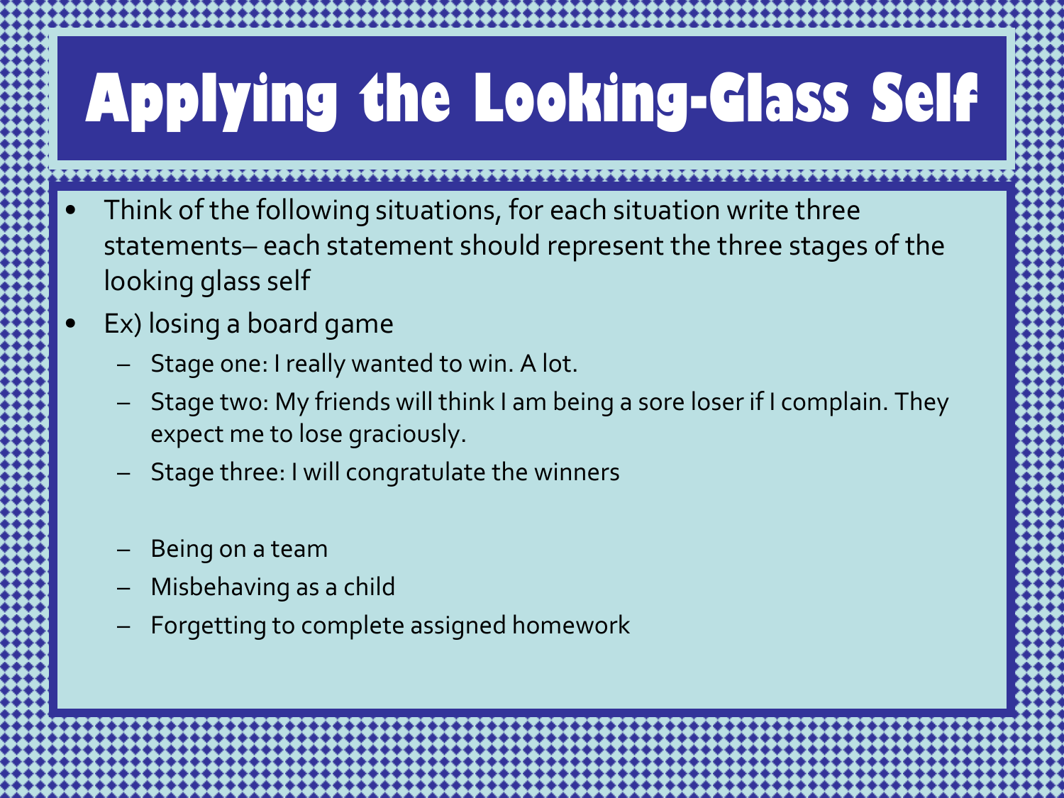# Applying the Looking-Glass Self

- Think of the following situations, for each situation write three statements– each statement should represent the three stages of the looking glass self
- Ex) losing a board game
  - Stage one: I really wanted to win. A lot.
  - Stage two: My friends will think I am being a sore loser if I complain. They expect me to lose graciously.
  - Stage three: I will congratulate the winners

  - Being on a team
  - Misbehaving as a child
  - Forgetting to complete assigned homework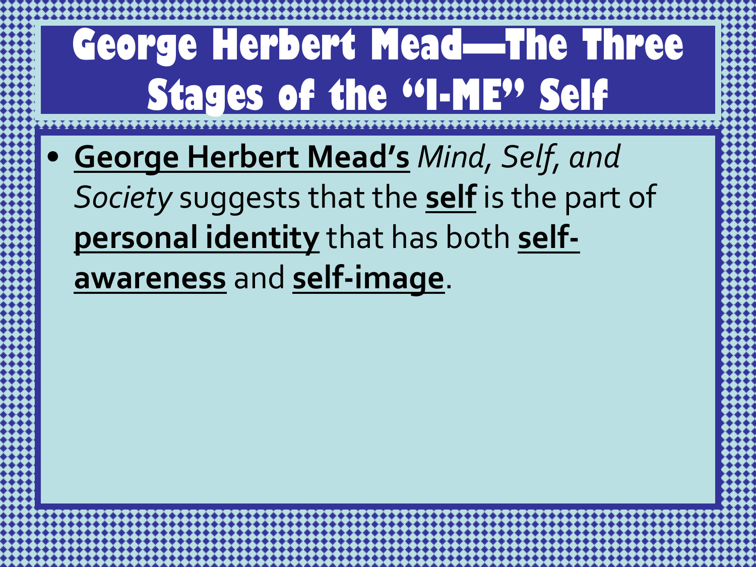# George Herbert Mead—The Three Stages of the "I-ME" Self

- **George Herbert Mead's** *Mind, Self, and Society* suggests that the **self** is the part of **personal identity** that has both **self-awareness** and **self-image**.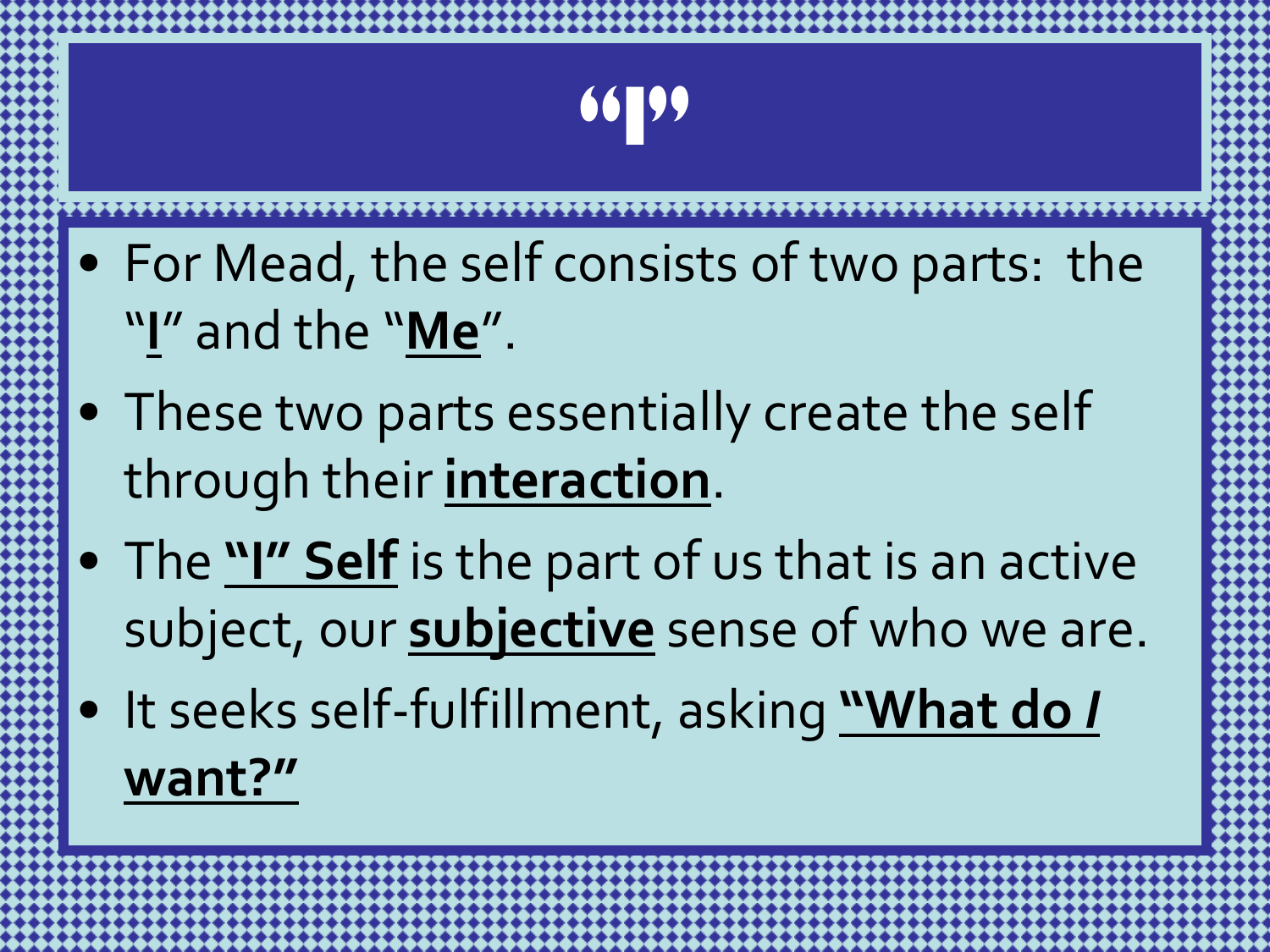# "I"

- For Mead, the self consists of two parts: the "**I**" and the "**Me**".
- These two parts essentially create the self through their **interaction**.
- The **"I" Self** is the part of us that is an active subject, our **subjective** sense of who we are.
- It seeks self-fulfillment, asking **"What do *I* want?"**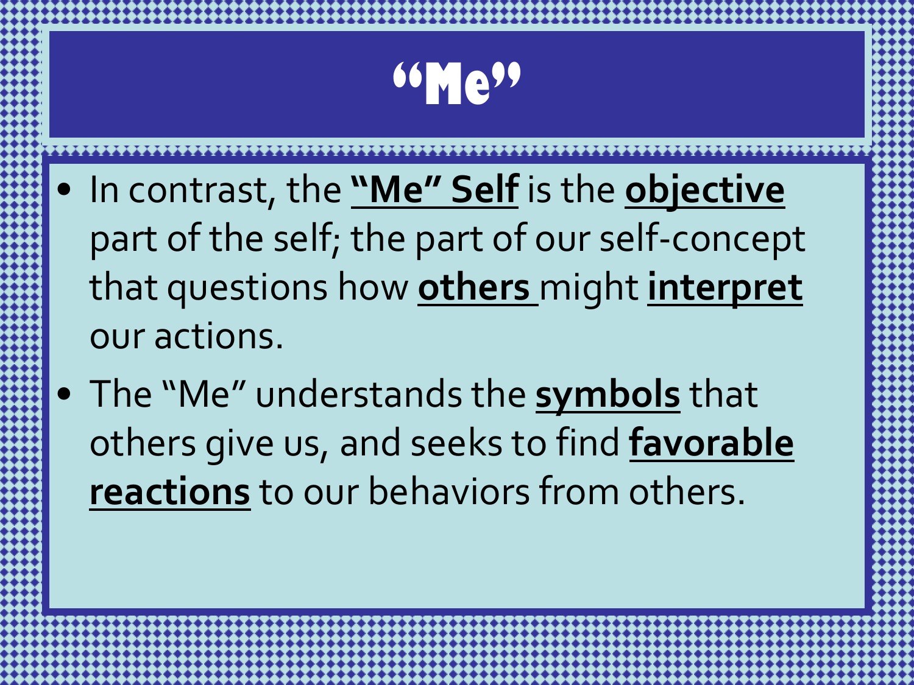# "Me"

- In contrast, the **"Me" Self** is the **objective** part of the self; the part of our self-concept that questions how **others** might **interpret** our actions.
- The "Me" understands the **symbols** that others give us, and seeks to find **favorable reactions** to our behaviors from others.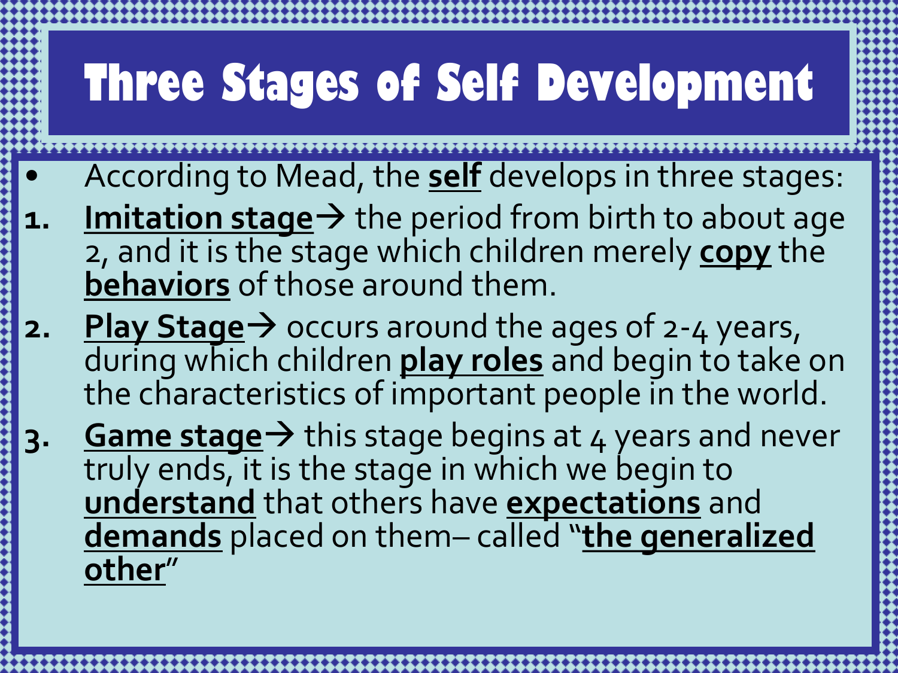# Three Stages of Self Development

- According to Mead, the **self** develops in three stages:

1. **Imitation stage**→ the period from birth to about age 2, and it is the stage which children merely **copy** the **behaviors** of those around them.
2. **Play Stage**→ occurs around the ages of 2-4 years, during which children **play roles** and begin to take on the characteristics of important people in the world.
3. **Game stage**→ this stage begins at 4 years and never truly ends, it is the stage in which we begin to **understand** that others have **expectations** and **demands** placed on them– called "**the generalized other**"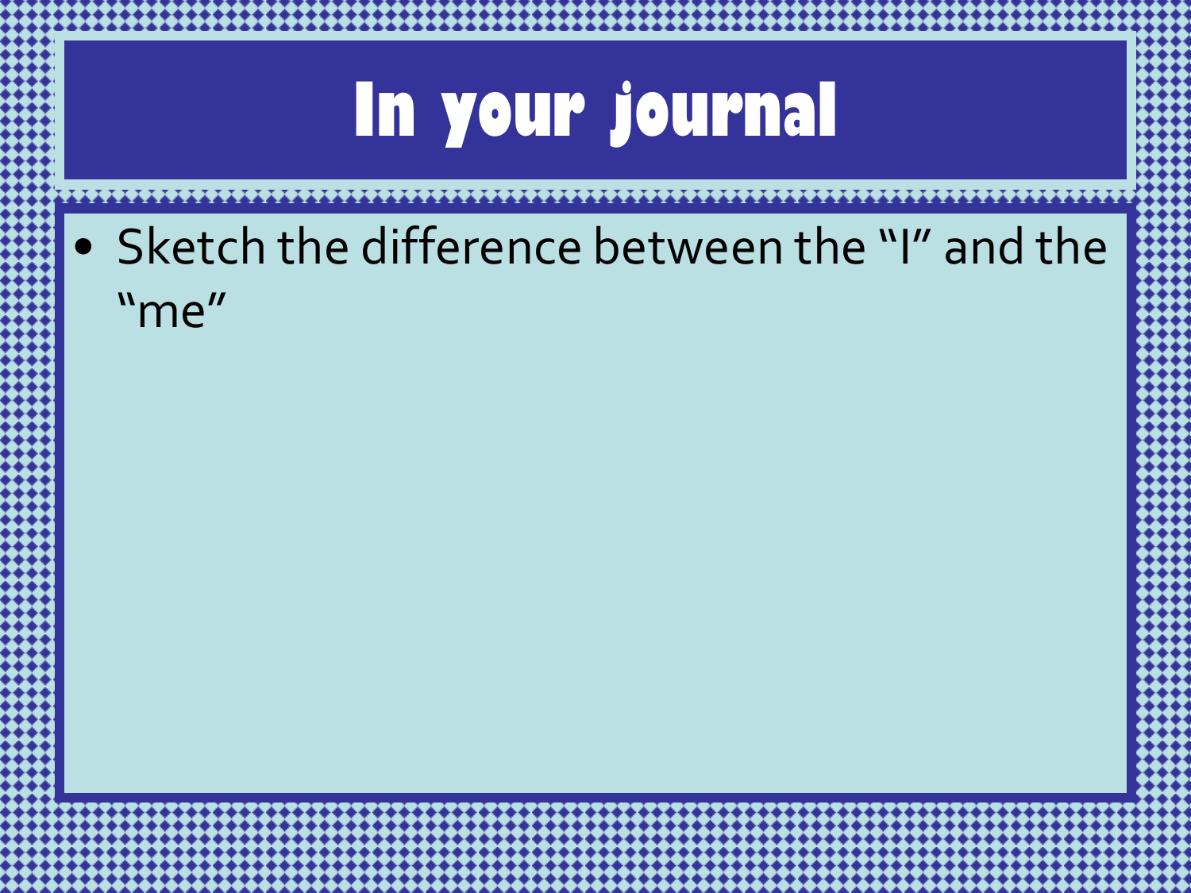# In your journal

- Sketch the difference between the “I” and the “me”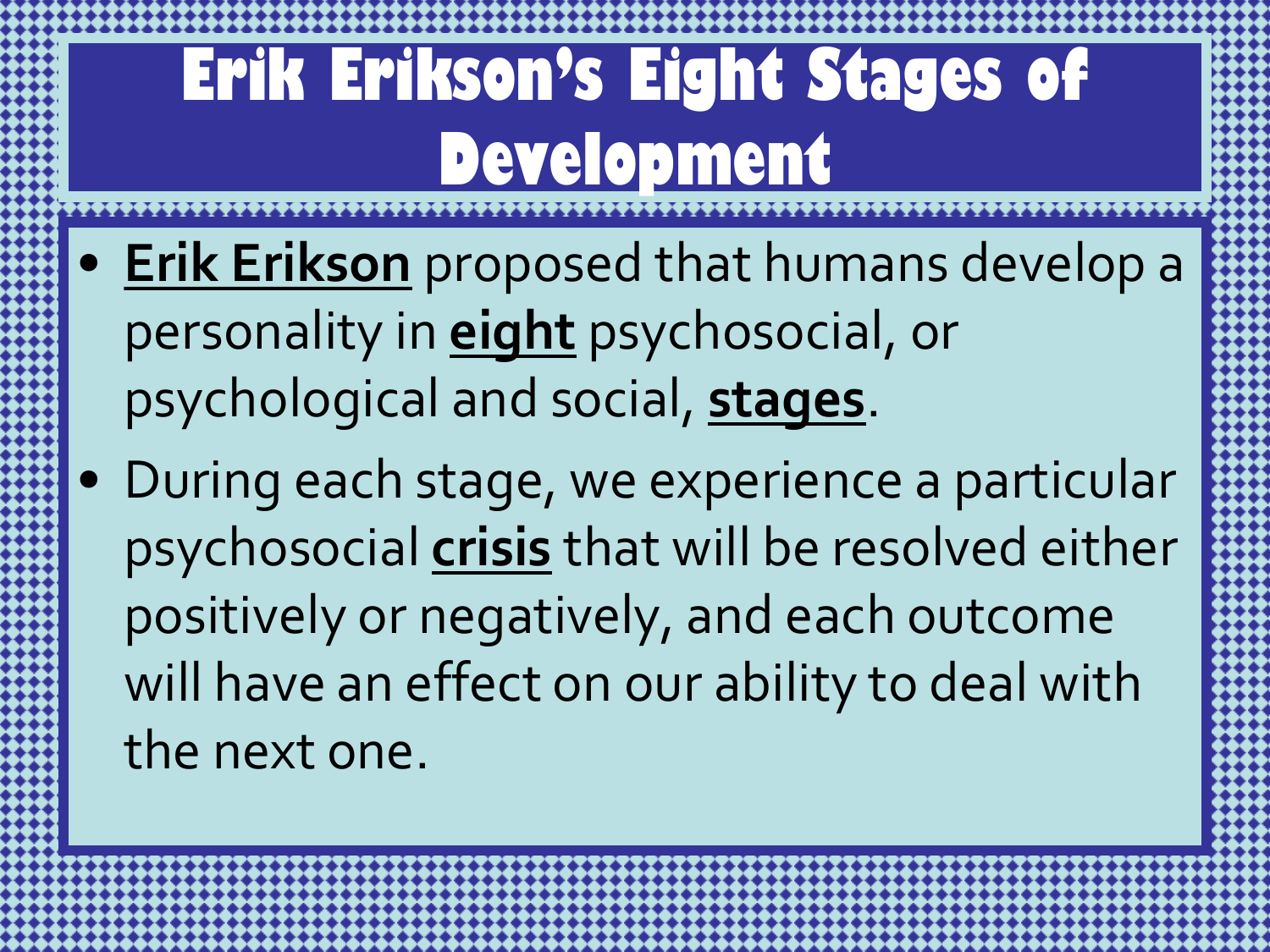# Erik Erikson's Eight Stages of Development

- **Erik Erikson** proposed that humans develop a personality in **eight** psychosocial, or psychological and social, **stages**.
- During each stage, we experience a particular psychosocial **crisis** that will be resolved either positively or negatively, and each outcome will have an effect on our ability to deal with the next one.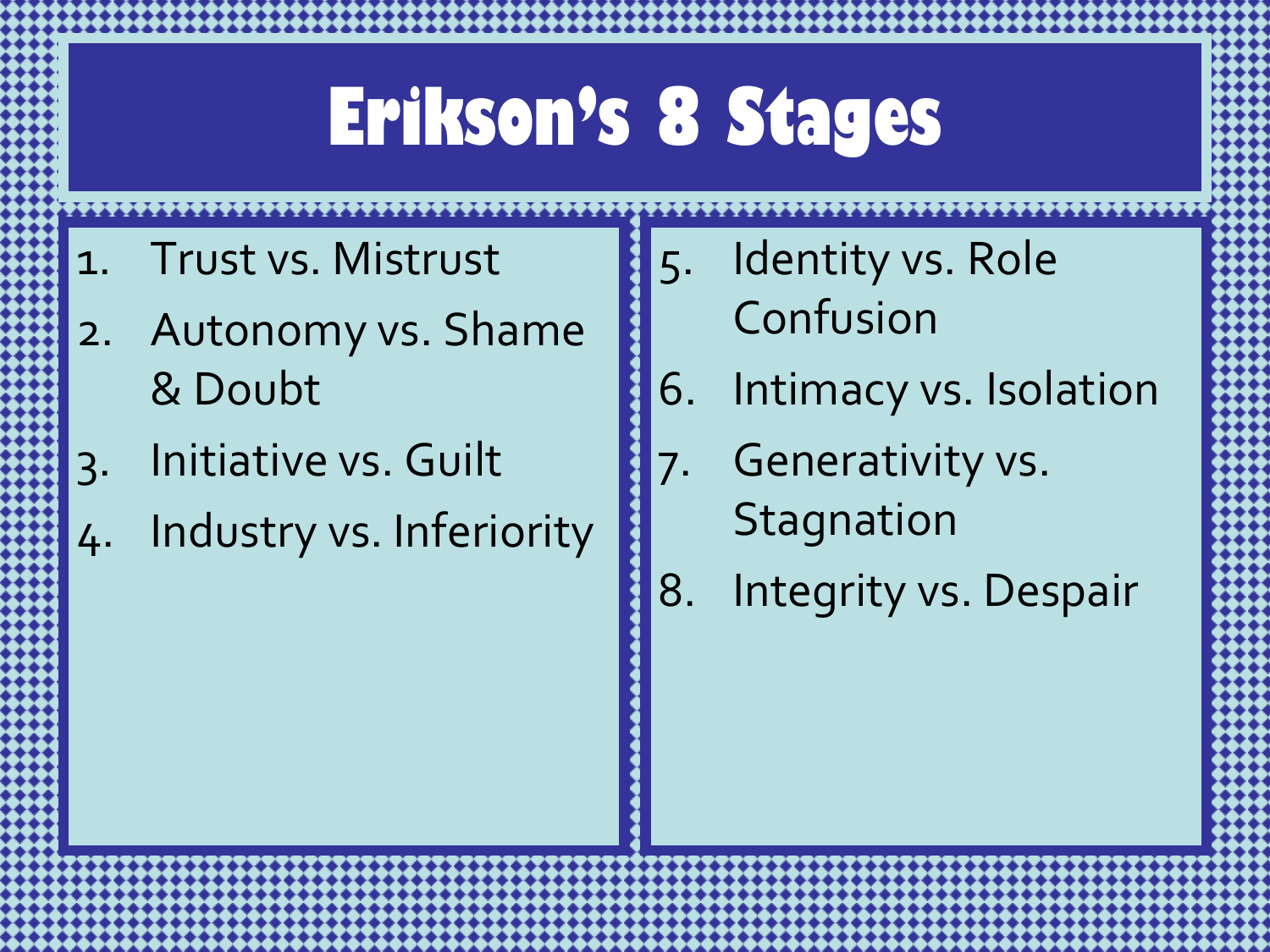# Erikson's 8 Stages

1. Trust vs. Mistrust
2. Autonomy vs. Shame & Doubt
3. Initiative vs. Guilt
4. Industry vs. Inferiority
5. Identity vs. Role Confusion
6. Intimacy vs. Isolation
7. Generativity vs. Stagnation
8. Integrity vs. Despair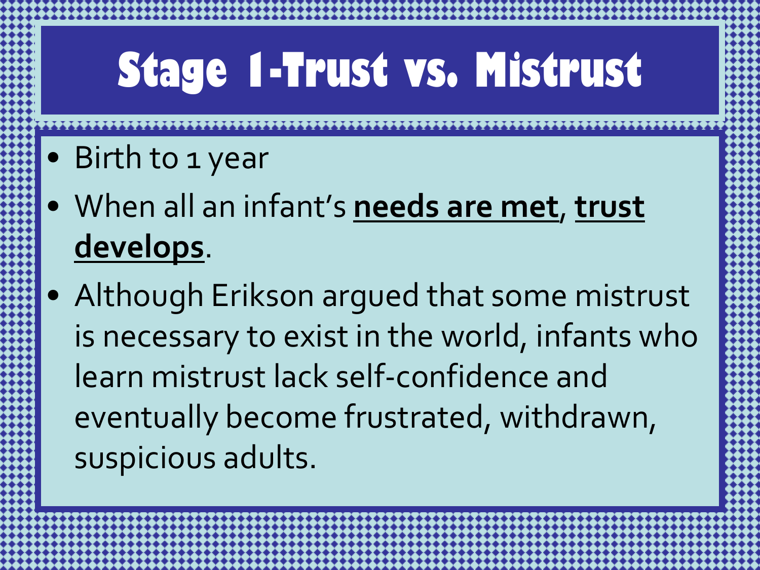# Stage 1-Trust vs. Mistrust

- Birth to 1 year
- When all an infant's **needs are met**, **trust develops**.
- Although Erikson argued that some mistrust is necessary to exist in the world, infants who learn mistrust lack self-confidence and eventually become frustrated, withdrawn, suspicious adults.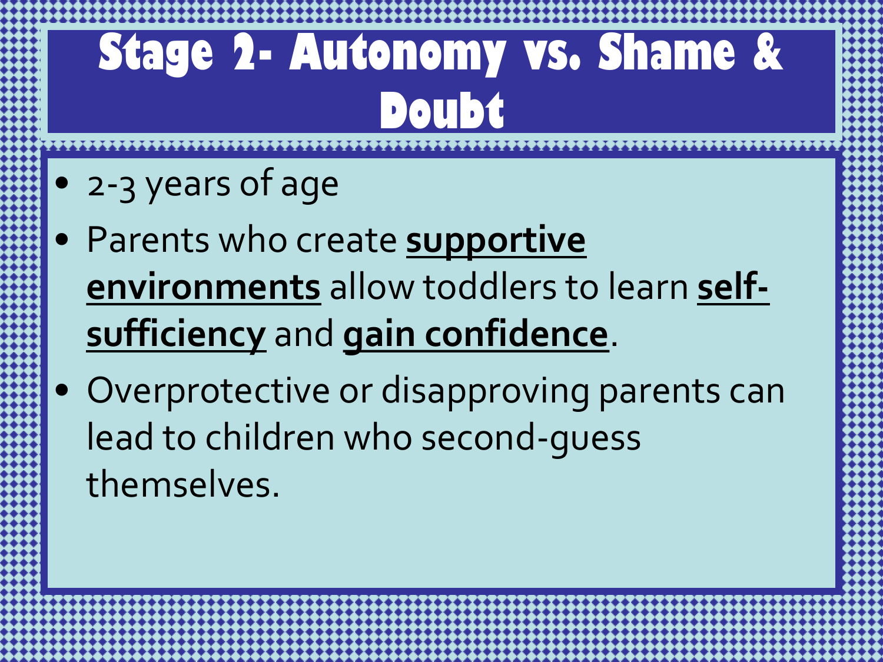# Stage 2- Autonomy vs. Shame & Doubt

- 2-3 years of age
- Parents who create **supportive environments** allow toddlers to learn **self-sufficiency** and **gain confidence**.
- Overprotective or disapproving parents can lead to children who second-guess themselves.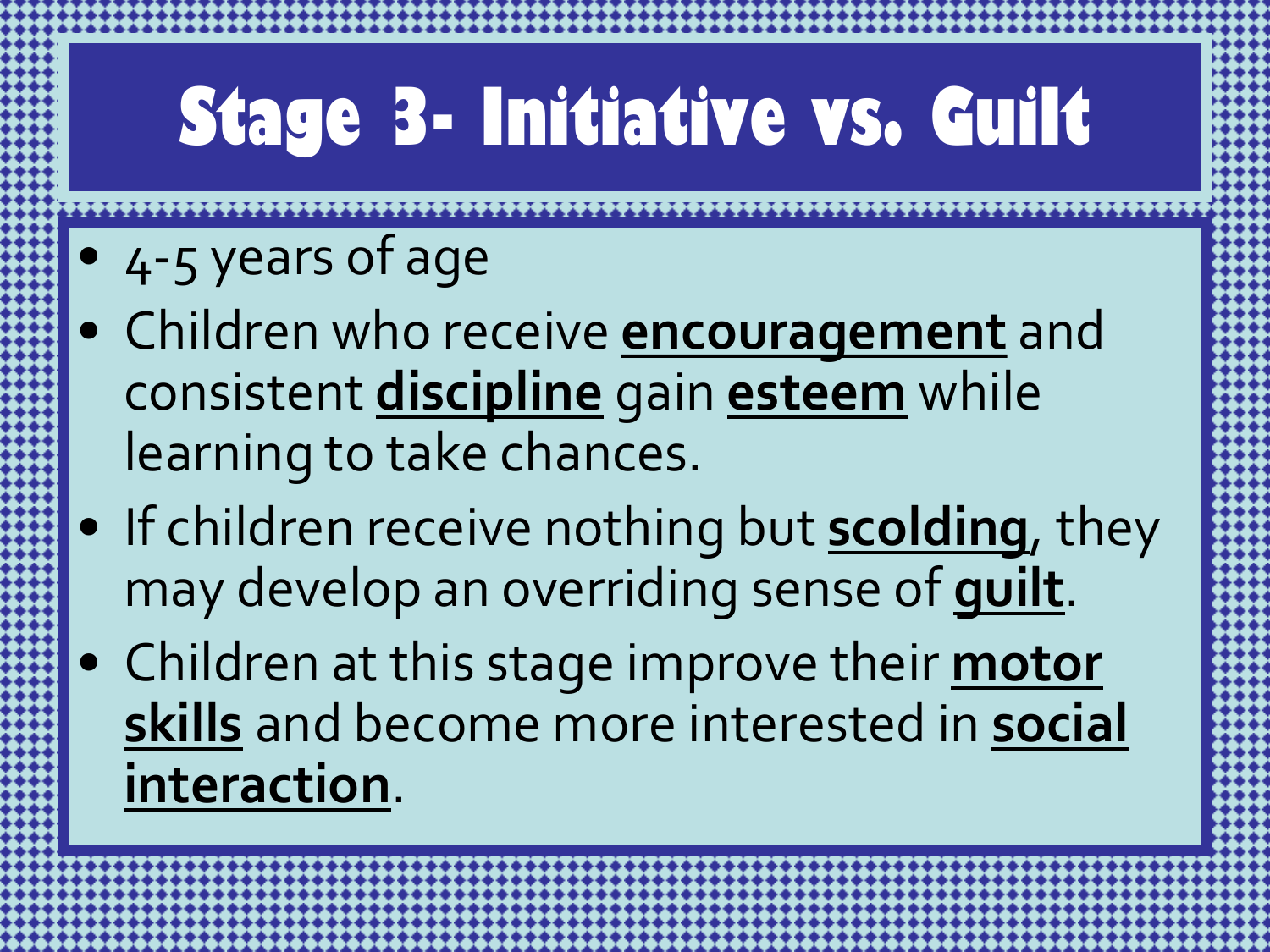# Stage 3- Initiative vs. Guilt

- 4-5 years of age
- Children who receive **encouragement** and consistent **discipline** gain **esteem** while learning to take chances.
- If children receive nothing but **scolding**, they may develop an overriding sense of **guilt**.
- Children at this stage improve their **motor skills** and become more interested in **social interaction**.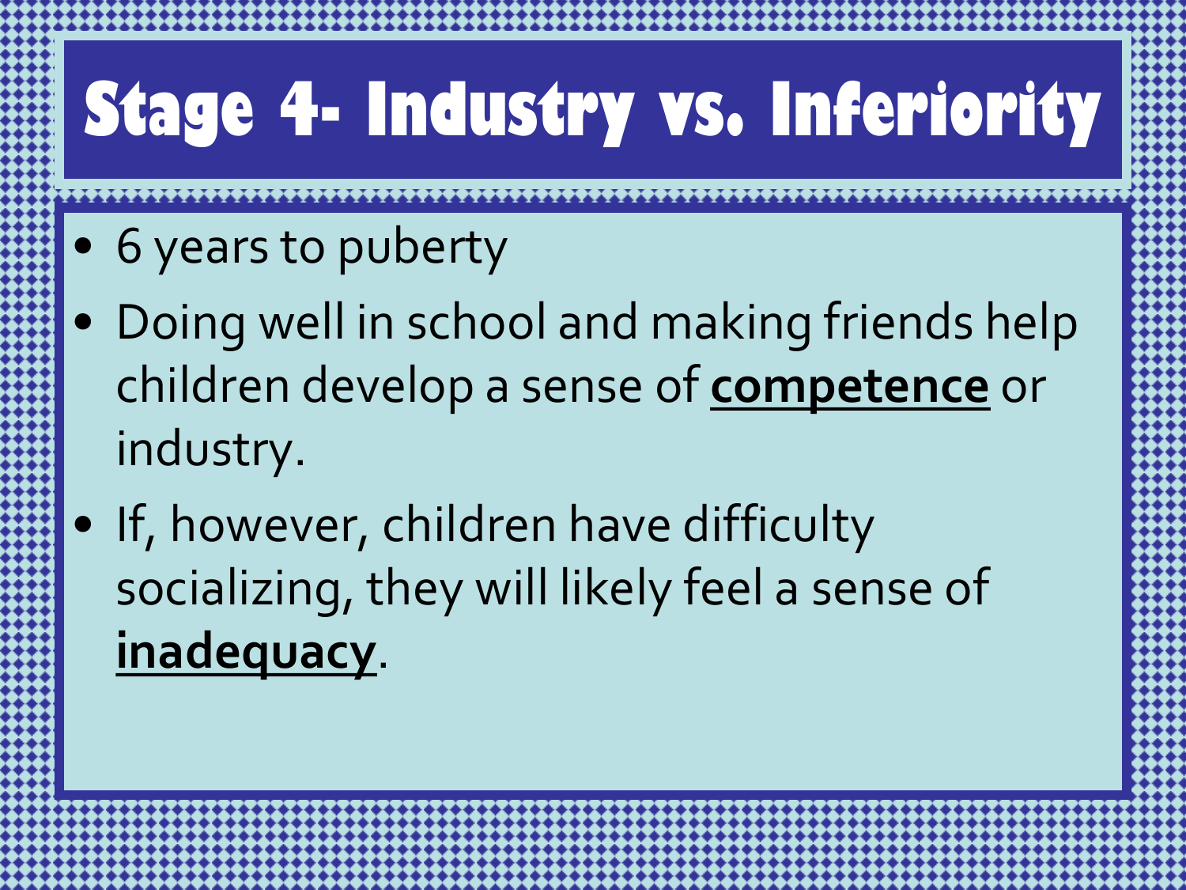# Stage 4- Industry vs. Inferiority

- 6 years to puberty
- Doing well in school and making friends help children develop a sense of **competence** or industry.
- If, however, children have difficulty socializing, they will likely feel a sense of **inadequacy**.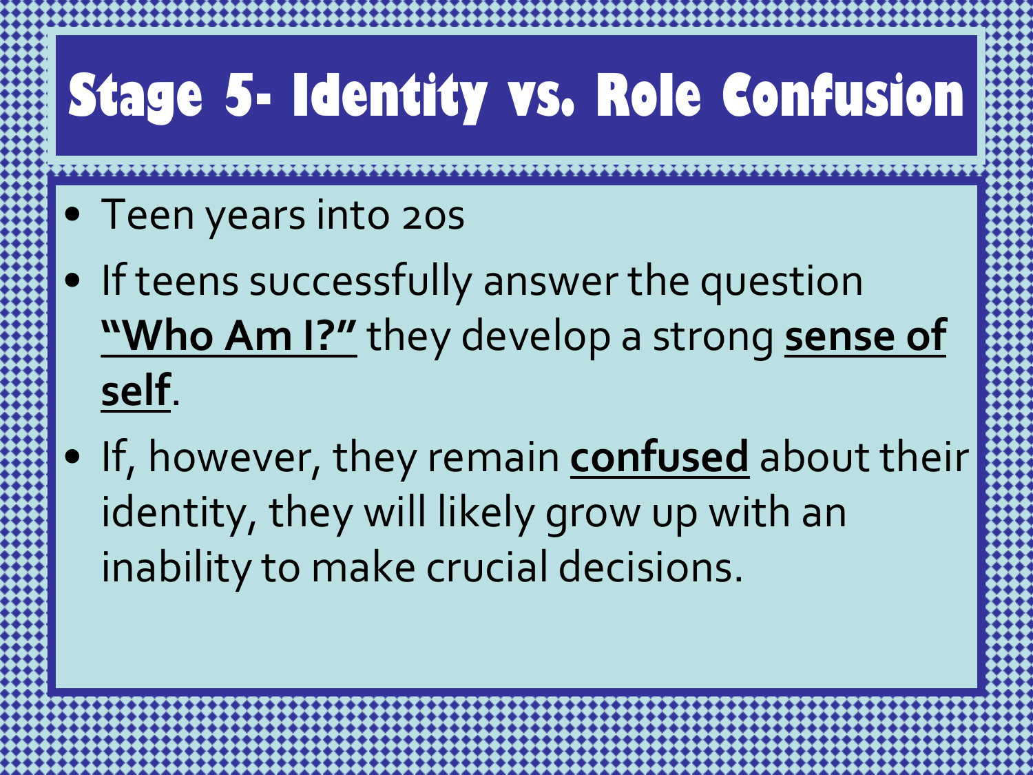# Stage 5- Identity vs. Role Confusion

- Teen years into 20s
- If teens successfully answer the question **"Who Am I?"** they develop a strong **sense of self**.
- If, however, they remain **confused** about their identity, they will likely grow up with an inability to make crucial decisions.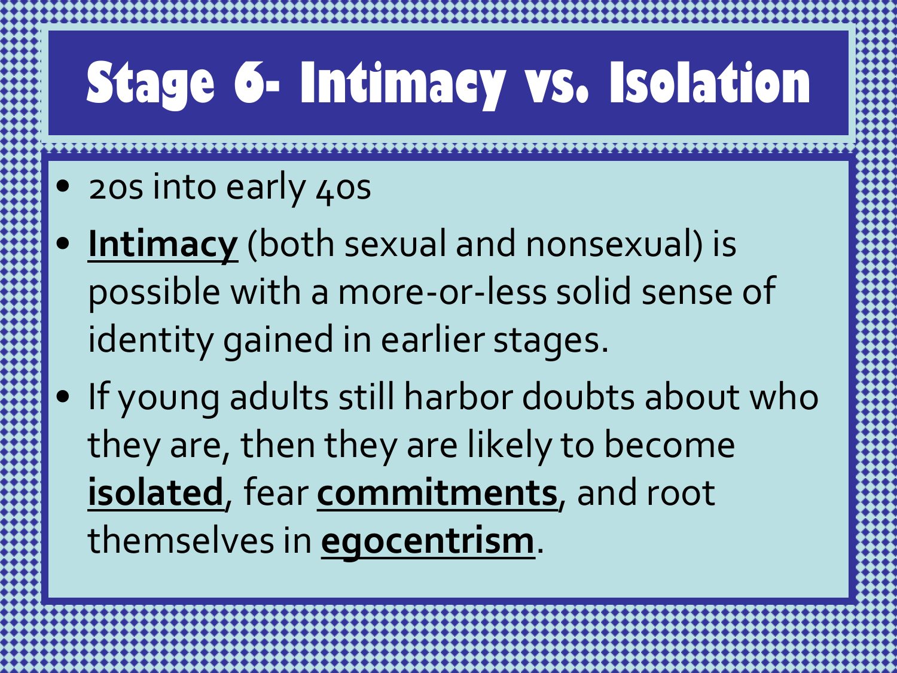# Stage 6- Intimacy vs. Isolation

- 20s into early 40s
- **Intimacy** (both sexual and nonsexual) is possible with a more-or-less solid sense of identity gained in earlier stages.
- If young adults still harbor doubts about who they are, then they are likely to become **isolated**, fear **commitments**, and root themselves in **egocentrism**.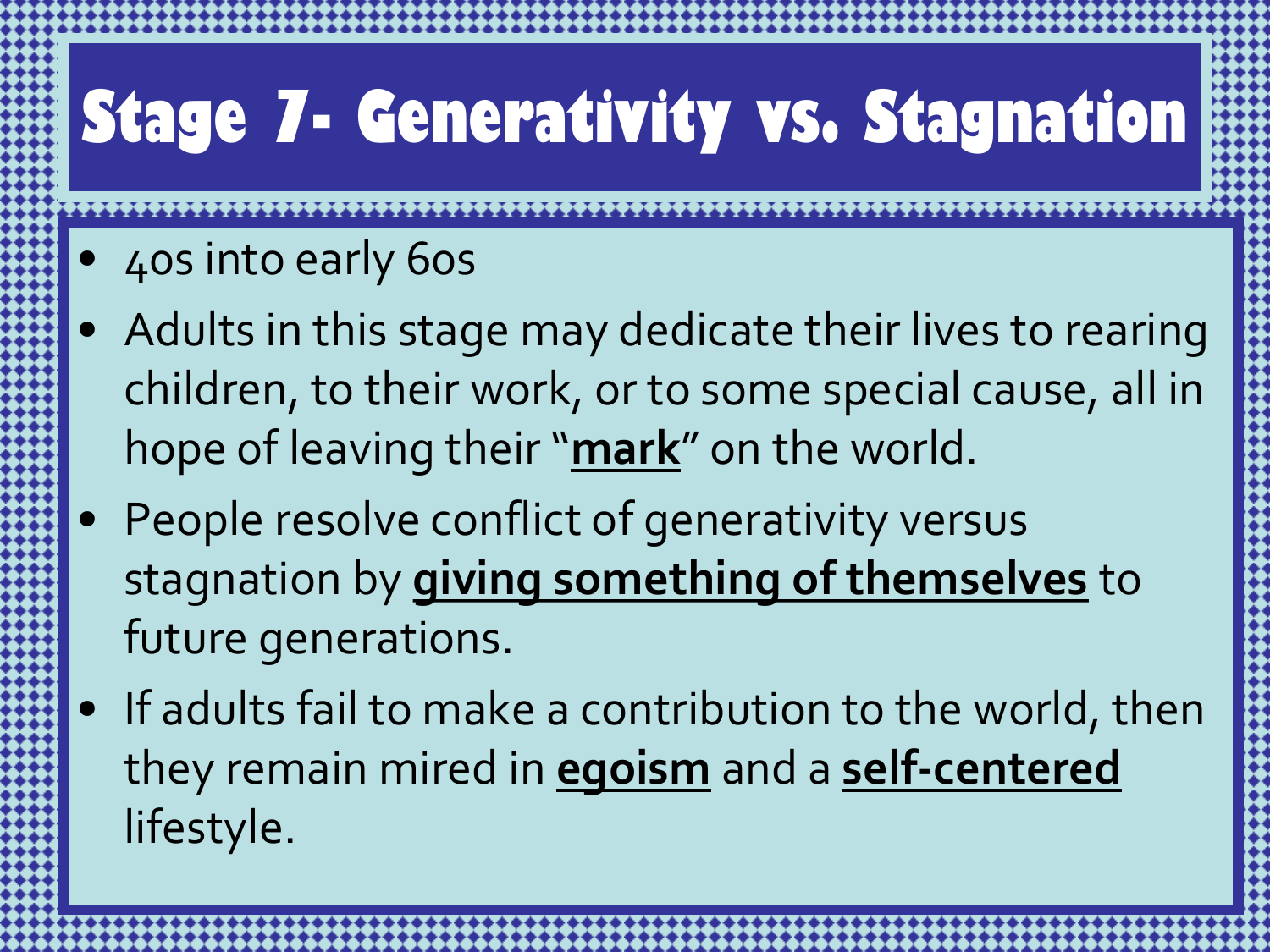# Stage 7- Generativity vs. Stagnation

- 40s into early 60s
- Adults in this stage may dedicate their lives to rearing children, to their work, or to some special cause, all in hope of leaving their "**mark**" on the world.
- People resolve conflict of generativity versus stagnation by **giving something of themselves** to future generations.
- If adults fail to make a contribution to the world, then they remain mired in **egoism** and a **self-centered** lifestyle.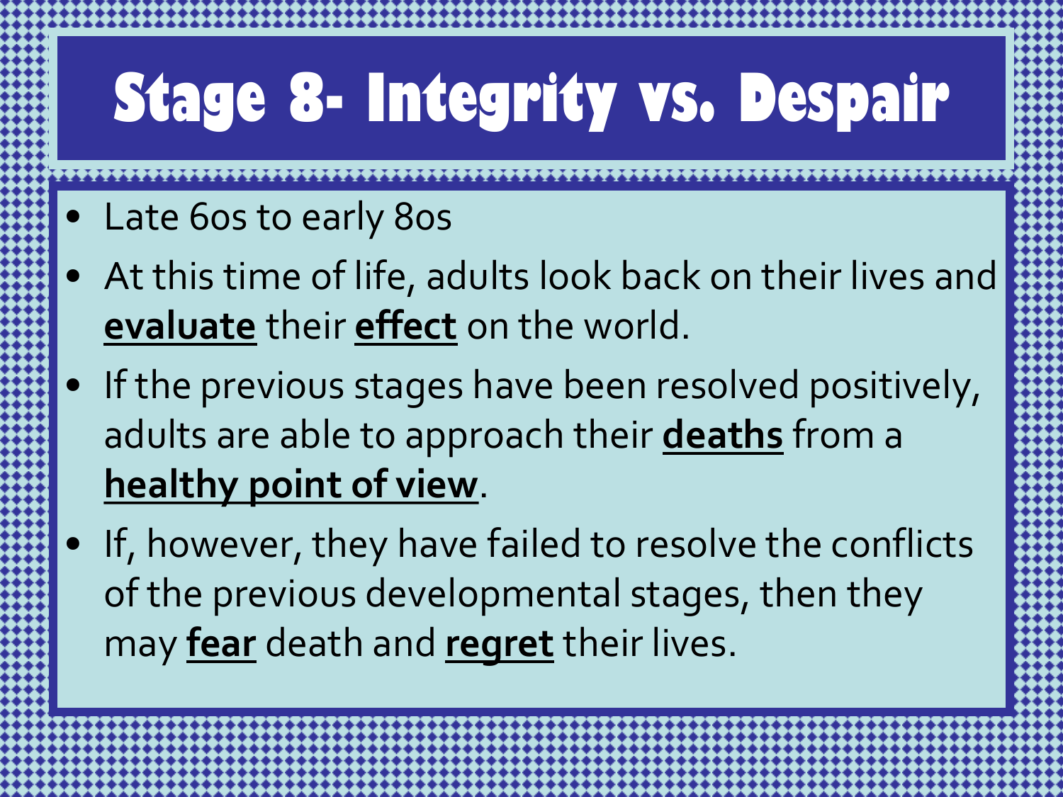# Stage 8- Integrity vs. Despair

- Late 60s to early 80s
- At this time of life, adults look back on their lives and **evaluate** their **effect** on the world.
- If the previous stages have been resolved positively, adults are able to approach their **deaths** from a **healthy point of view**.
- If, however, they have failed to resolve the conflicts of the previous developmental stages, then they may **fear** death and **regret** their lives.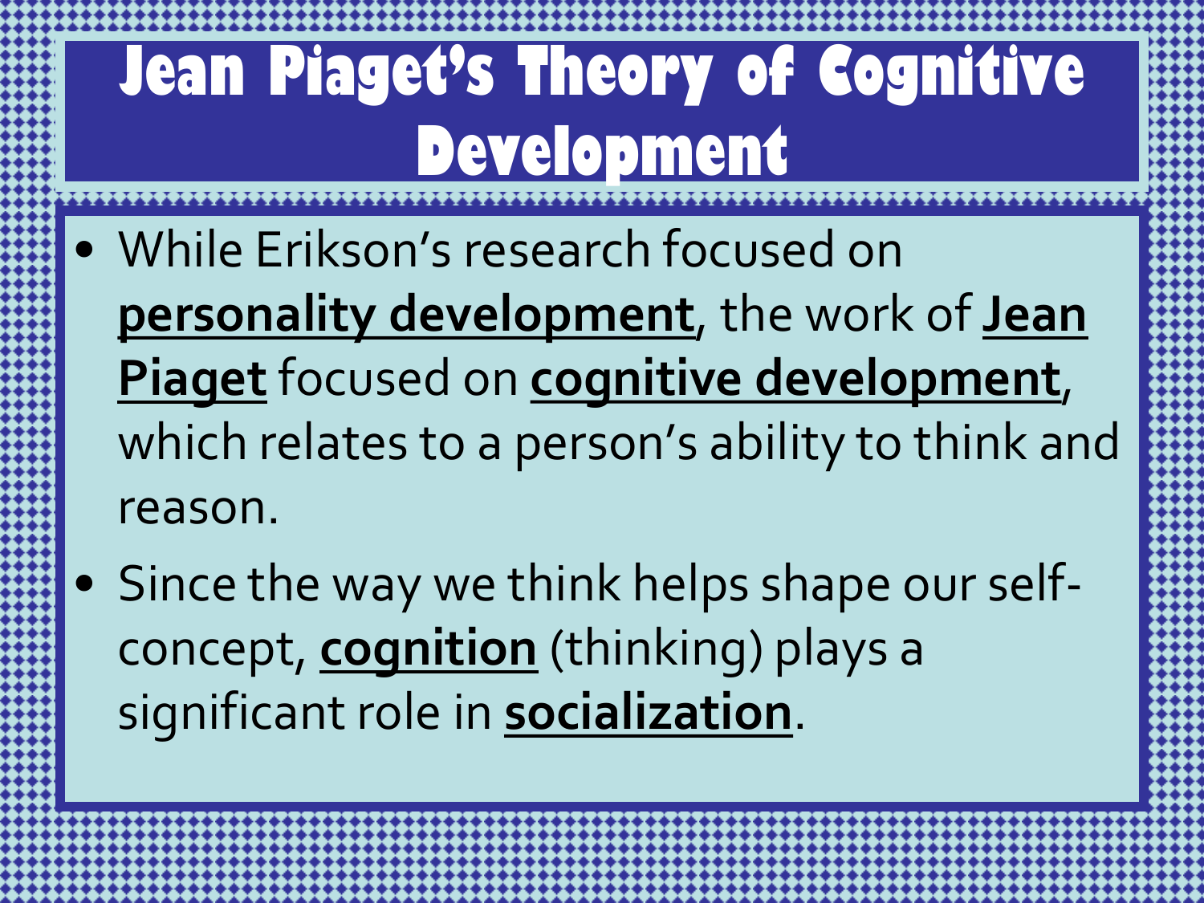# Jean Piaget's Theory of Cognitive Development

- While Erikson's research focused on **personality development**, the work of **Jean Piaget** focused on **cognitive development**, which relates to a person's ability to think and reason.
- Since the way we think helps shape our self-concept, **cognition** (thinking) plays a significant role in **socialization**.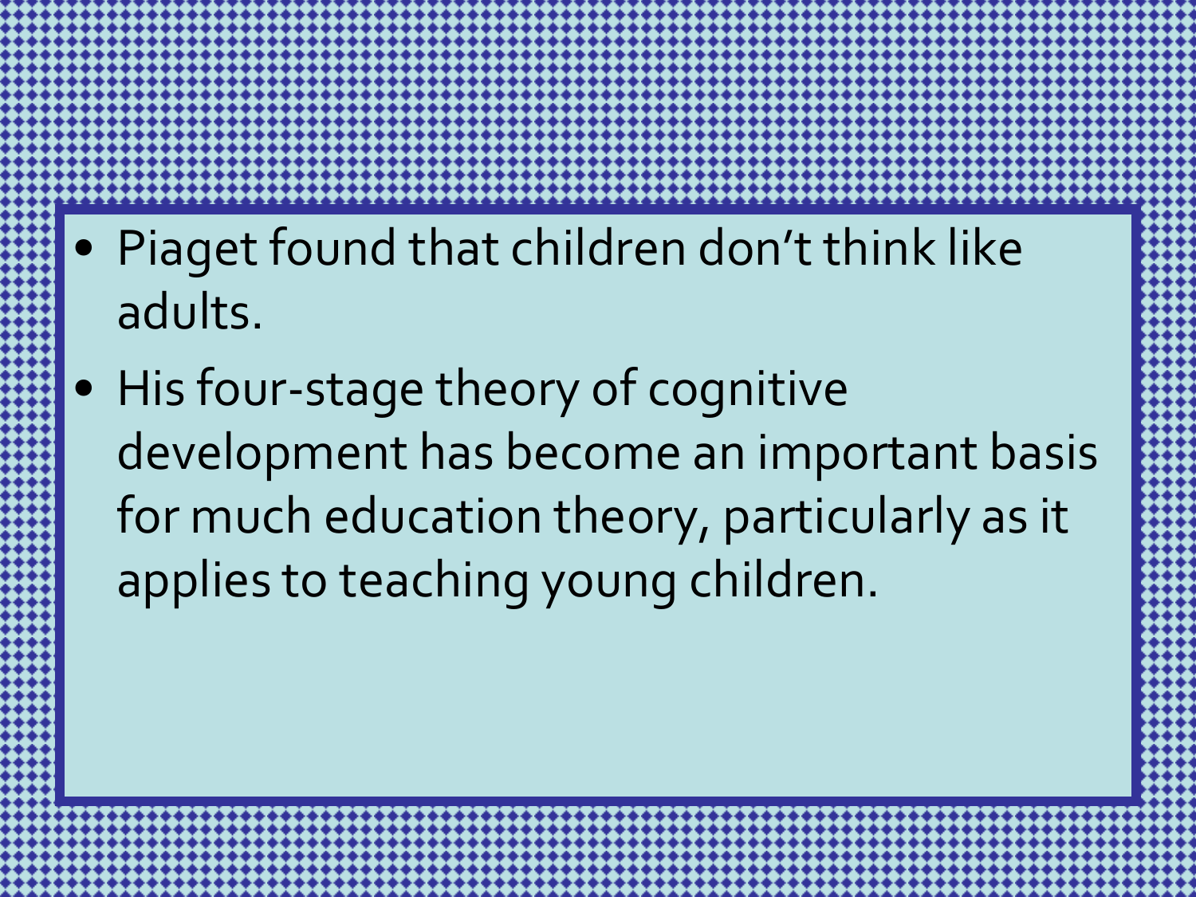- Piaget found that children don't think like adults.
- His four-stage theory of cognitive development has become an important basis for much education theory, particularly as it applies to teaching young children.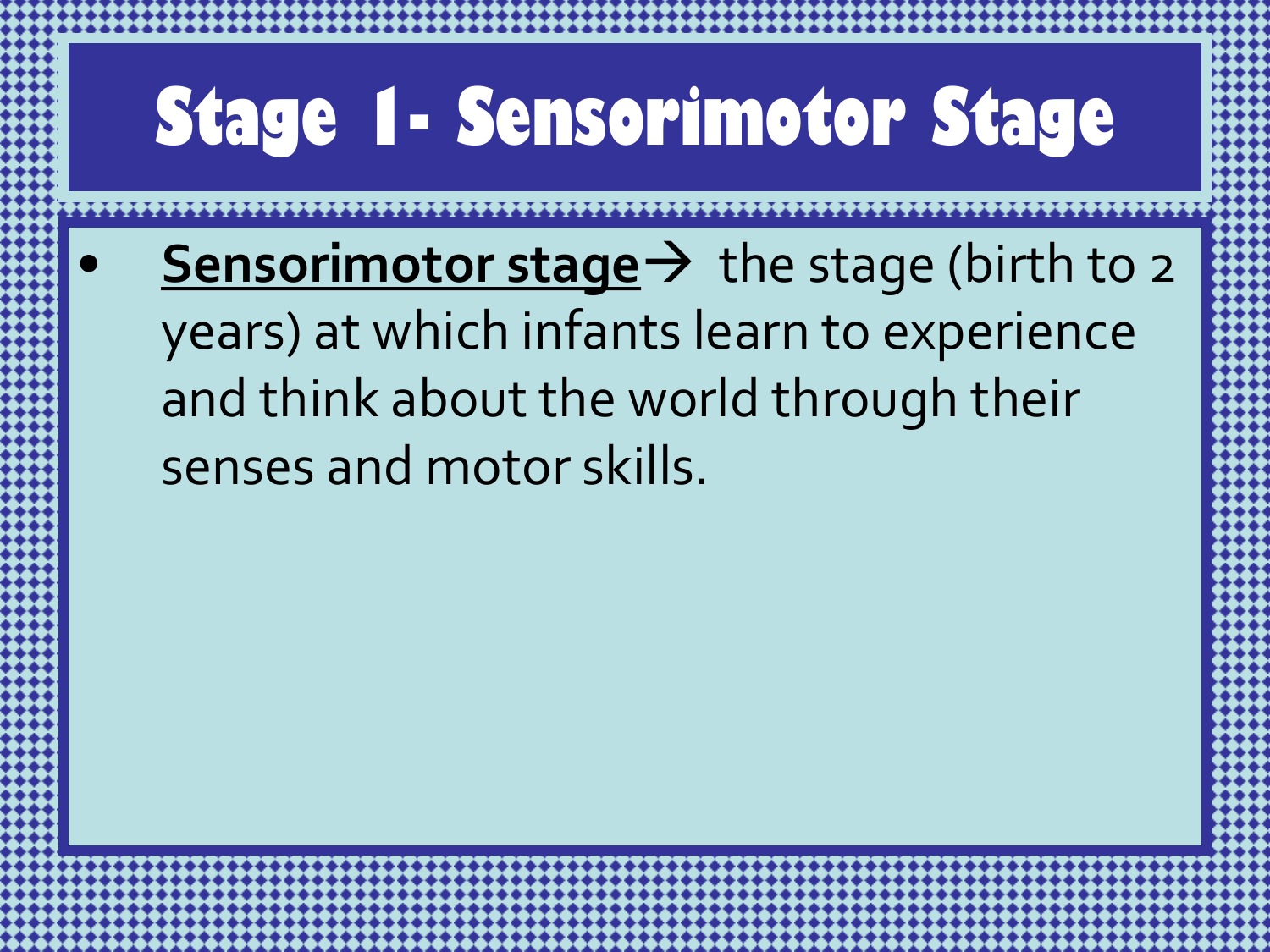# Stage 1- Sensorimotor Stage

- **Sensorimotor stage**→ the stage (birth to 2 years) at which infants learn to experience and think about the world through their senses and motor skills.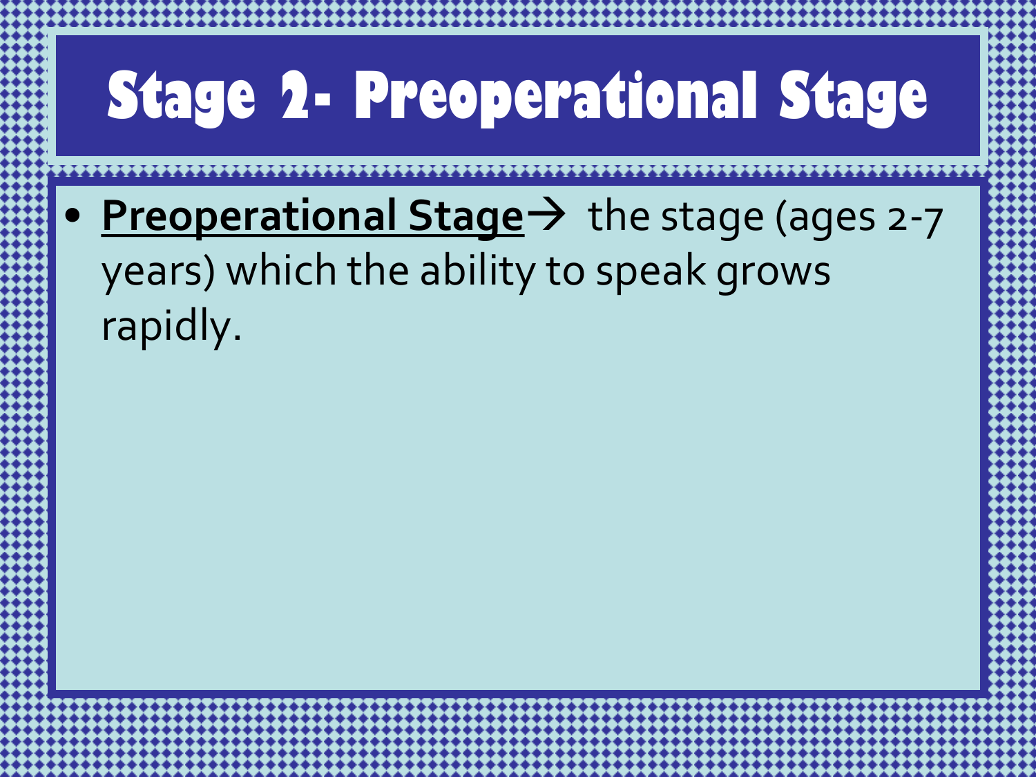# Stage 2- Preoperational Stage

- **Preoperational Stage**→ the stage (ages 2-7 years) which the ability to speak grows rapidly.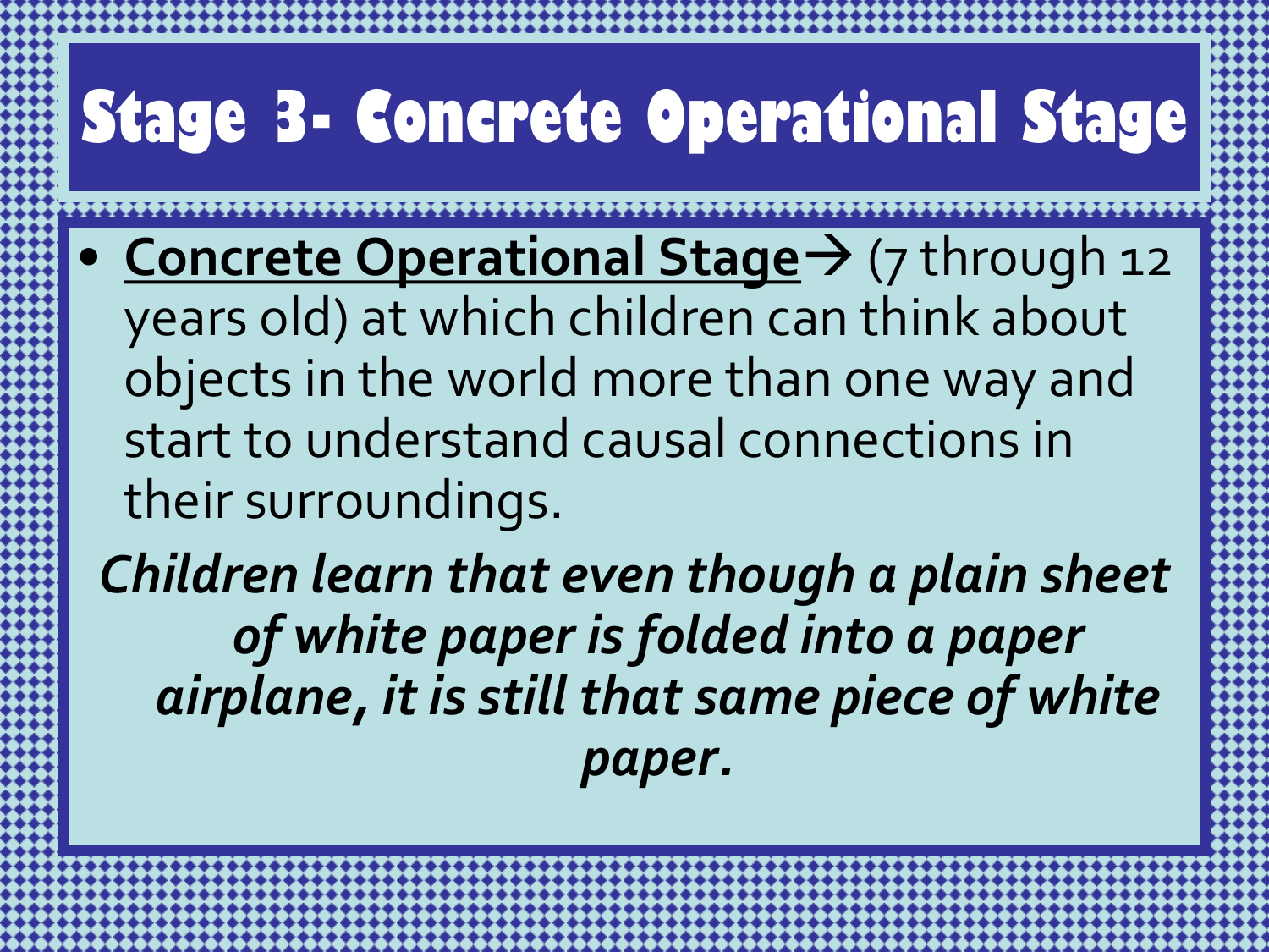# Stage 3- Concrete Operational Stage

- **Concrete Operational Stage**→ (7 through 12 years old) at which children can think about objects in the world more than one way and start to understand causal connections in their surroundings.

***Children learn that even though a plain sheet of white paper is folded into a paper airplane, it is still that same piece of white paper.***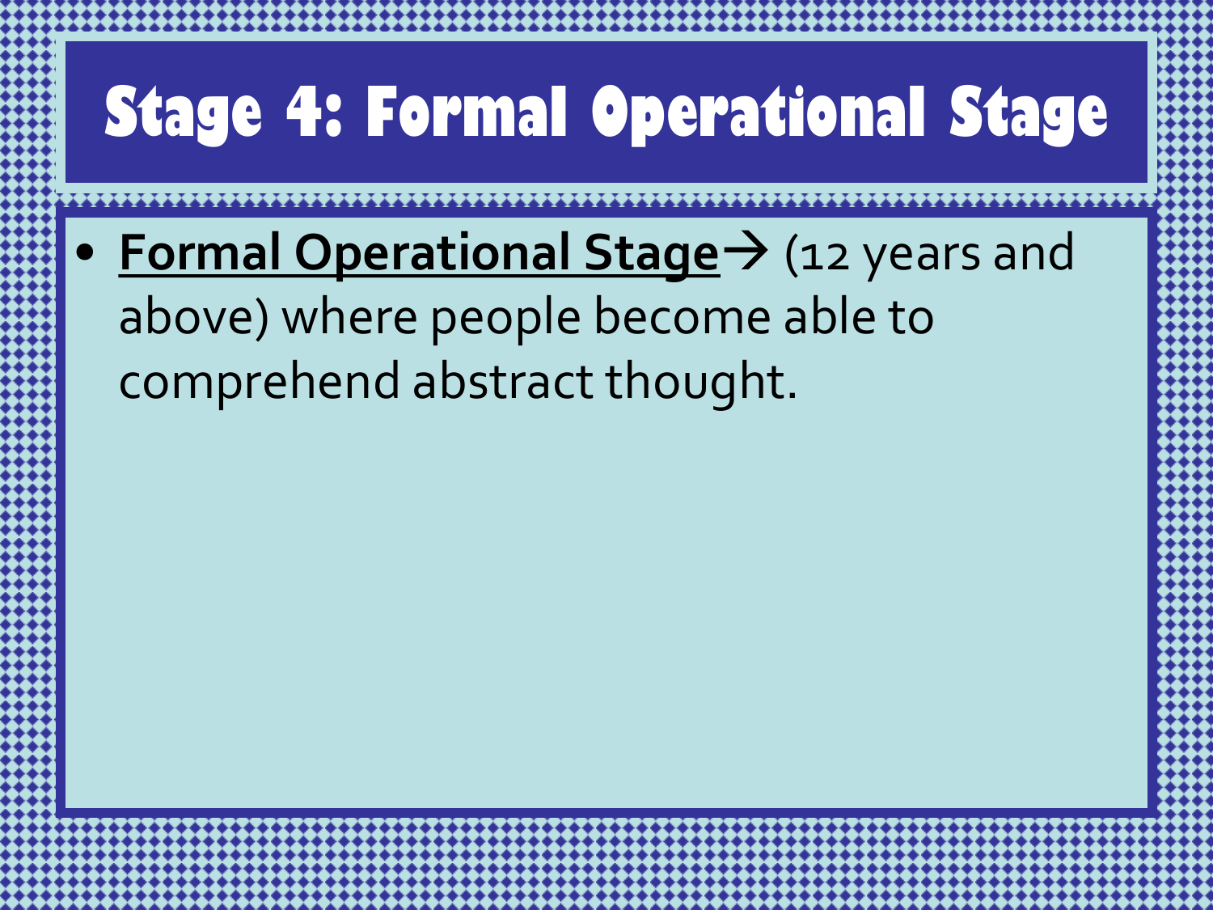# Stage 4: Formal Operational Stage

- <u>**Formal Operational Stage**</u>→ (12 years and above) where people become able to comprehend abstract thought.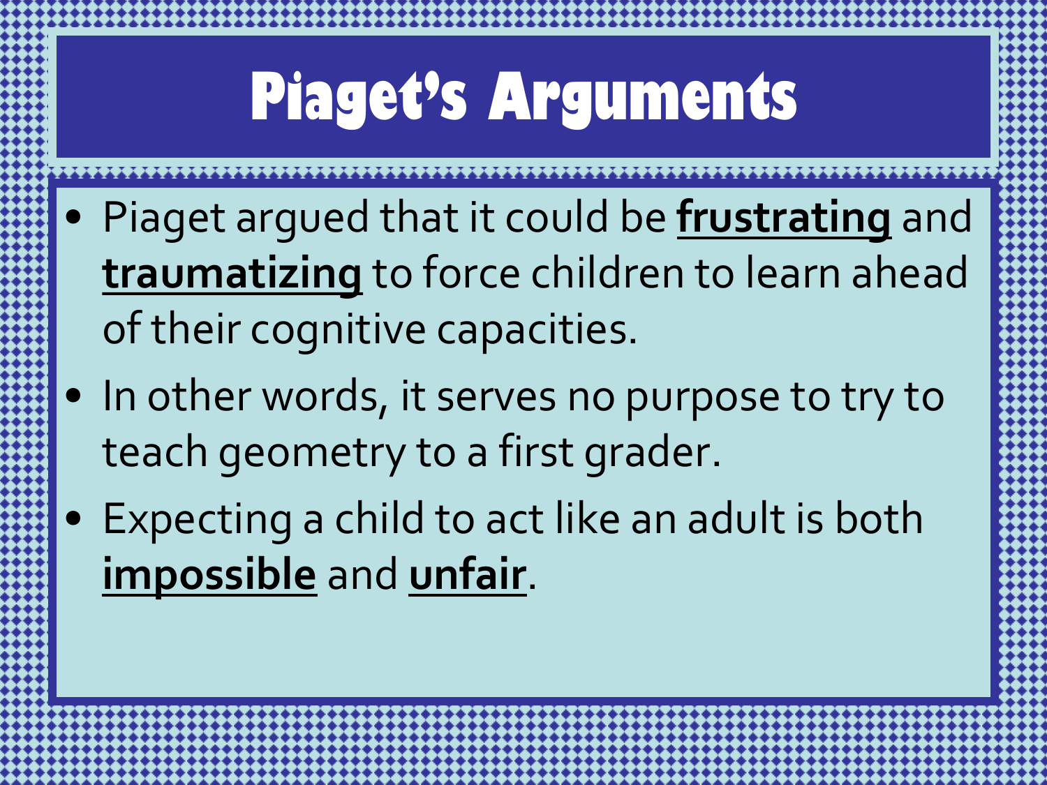# Piaget's Arguments

- Piaget argued that it could be **frustrating** and **traumatizing** to force children to learn ahead of their cognitive capacities.
- In other words, it serves no purpose to try to teach geometry to a first grader.
- Expecting a child to act like an adult is both **impossible** and **unfair**.